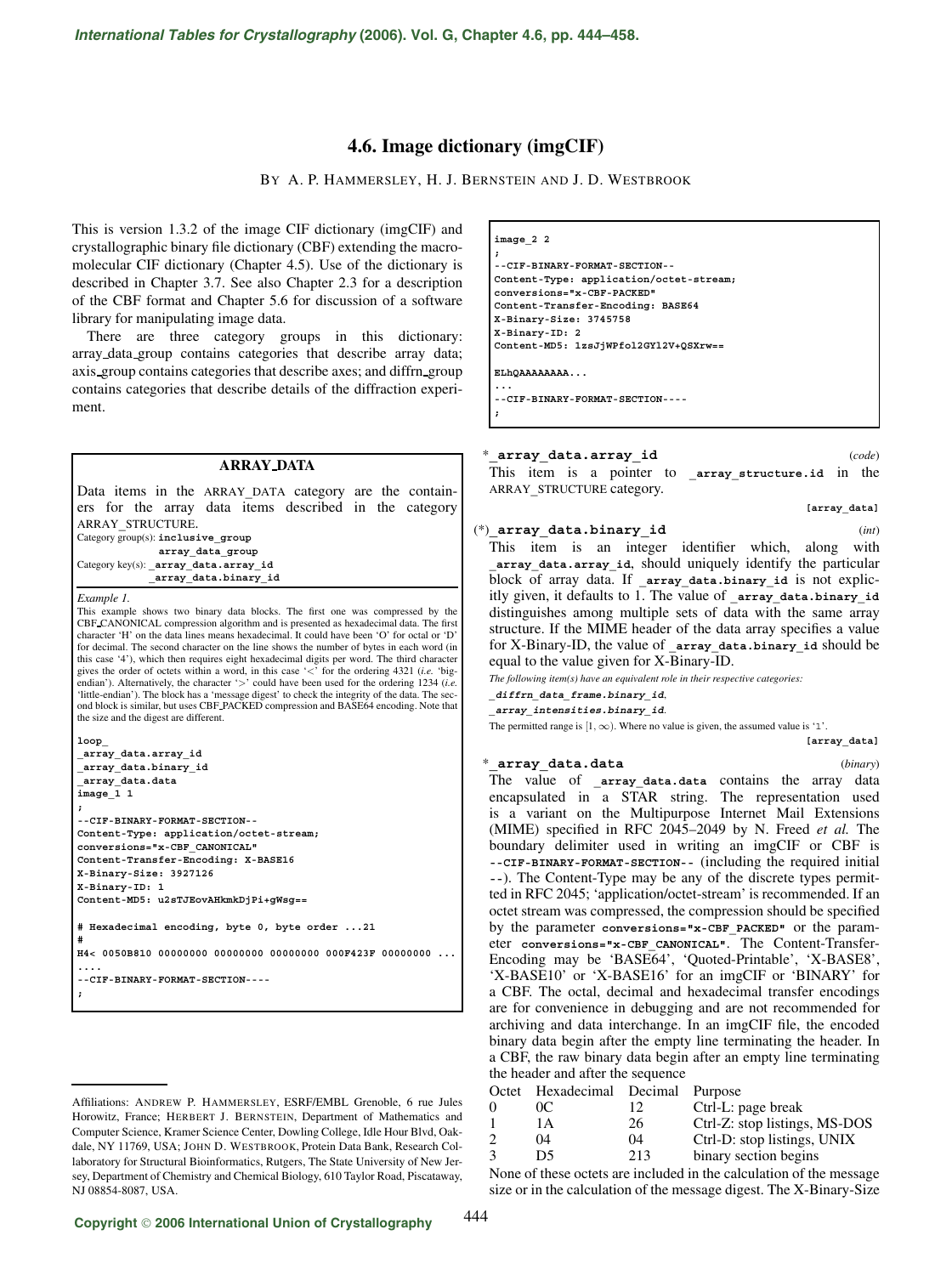# 4.6. Image dictionary (imgCIF)

BY A. P. HAMMERSLEY, H. J. BERNSTEIN AND J. D. WESTBROOK

This is version 1.3.2 of the image CIF dictionary (imgCIF) and crystallographic binary file dictionary (CBF) extending the macromolecular CIF dictionary (Chapter 4.5). Use of the dictionary is described in Chapter 3.7. See also Chapter 2.3 for a description of the CBF format and Chapter 5.6 for discussion of a software library for manipulating image data.

There are three category groups in this dictionary: array_data_group contains categories that describe array data; axis_group contains categories that describe axes; and diffrn_group contains categories that describe details of the diffraction experiment.

## ARRAY_DATA

Data items in the ARRAY_DATA category are the containers for the array data items described in the category ARRAY_STRUCTURE.

Category group(s): **inclusive_group**
**array_data_group**
Category key(s): **_array_data.array_id**
**_array_data.binary_id**

*Example 1.*

This example shows two binary data blocks. The first one was compressed by the CBF_CANONICAL compression algorithm and is presented as hexadecimal data. The first character 'H' on the data lines means hexadecimal. It could have been 'O' for octal or 'D' for decimal. The second character on the line shows the number of bytes in each word (in this case '4'), which then requires eight hexadecimal digits per word. The third character gives the order of octets within a word, in this case '<' for the ordering 4321 (*i.e.* 'big-endian'). Alternatively, the character '>' could have been used for the ordering 1234 (*i.e.* 'little-endian'). The block has a 'message digest' to check the integrity of the data. The second block is similar, but uses CBF_PACKED compression and BASE64 encoding. Note that the size and the digest are different.

```
loop_
_array_data.array_id
_array_data.binary_id
_array_data.data
image_1 1
;
--CIF-BINARY-FORMAT-SECTION--
Content-Type: application/octet-stream;
conversions="x-CBF_CANONICAL"
Content-Transfer-Encoding: X-BASE16
X-Binary-Size: 3927126
X-Binary-ID: 1
Content-MD5: u2sTJEovAHkmkDjPi+gWsg==

# Hexadecimal encoding, byte 0, byte order ...21
#
H4< 0050B810 00000000 00000000 00000000 000F423F 00000000 ...
....
--CIF-BINARY-FORMAT-SECTION----
;
image_2 2
;
--CIF-BINARY-FORMAT-SECTION--
Content-Type: application/octet-stream;
conversions="x-CBF-PACKED"
Content-Transfer-Encoding: BASE64
X-Binary-Size: 3745758
X-Binary-ID: 2
Content-MD5: 1zsJjWPfol2GYl2V+QSXrw==

ELhQAAAAAAAA...
...
--CIF-BINARY-FORMAT-SECTION----
;
```

\***_array_data.array_id** (*code*)

This item is a pointer to **_array_structure.id** in the ARRAY_STRUCTURE category.

**[array_data]**

(\*)**_array_data.binary_id** (*int*)

This item is an integer identifier which, along with **_array_data.array_id**, should uniquely identify the particular block of array data. If **_array_data.binary_id** is not explicitly given, it defaults to 1. The value of **_array_data.binary_id** distinguishes among multiple sets of data with the same array structure. If the MIME header of the data array specifies a value for X-Binary-ID, the value of **_array_data.binary_id** should be equal to the value given for X-Binary-ID.

*The following item(s) have an equivalent role in their respective categories:*

***_diffrn_data_frame.binary_id***,

***_array_intensities.binary_id***.

The permitted range is $[1, \infty)$. Where no value is given, the assumed value is '1'.

**[array_data]**

\***_array_data.data** (*binary*)

The value of **_array_data.data** contains the array data encapsulated in a STAR string. The representation used is a variant on the Multipurpose Internet Mail Extensions (MIME) specified in RFC 2045–2049 by N. Freed *et al.* The boundary delimiter used in writing an imgCIF or CBF is **--CIF-BINARY-FORMAT-SECTION--** (including the required initial --). The Content-Type may be any of the discrete types permitted in RFC 2045; 'application/octet-stream' is recommended. If an octet stream was compressed, the compression should be specified by the parameter **conversions="x-CBF_PACKED"** or the parameter **conversions="x-CBF_CANONICAL"**. The Content-Transfer-Encoding may be 'BASE64', 'Quoted-Printable', 'X-BASE8', 'X-BASE10' or 'X-BASE16' for an imgCIF or 'BINARY' for a CBF. The octal, decimal and hexadecimal transfer encodings are for convenience in debugging and are not recommended for archiving and data interchange. In an imgCIF file, the encoded binary data begin after the empty line terminating the header. In a CBF, the raw binary data begin after an empty line terminating the header and after the sequence

| Octet | Hexadecimal | Decimal | Purpose |
|---|---|---|---|
| 0 | 0C | 12 | Ctrl-L: page break |
| 1 | 1A | 26 | Ctrl-Z: stop listings, MS-DOS |
| 2 | 04 | 04 | Ctrl-D: stop listings, UNIX |
| 3 | D5 | 213 | binary section begins |

None of these octets are included in the calculation of the message size or in the calculation of the message digest. The X-Binary-Size

---

Affiliations: ANDREW P. HAMMERSLEY, ESRF/EMBL Grenoble, 6 rue Jules Horowitz, France; HERBERT J. BERNSTEIN, Department of Mathematics and Computer Science, Kramer Science Center, Dowling College, Idle Hour Blvd, Oakdale, NY 11769, USA; JOHN D. WESTBROOK, Protein Data Bank, Research Collaboratory for Structural Bioinformatics, Rutgers, The State University of New Jersey, Department of Chemistry and Chemical Biology, 610 Taylor Road, Piscataway, NJ 08854-8087, USA.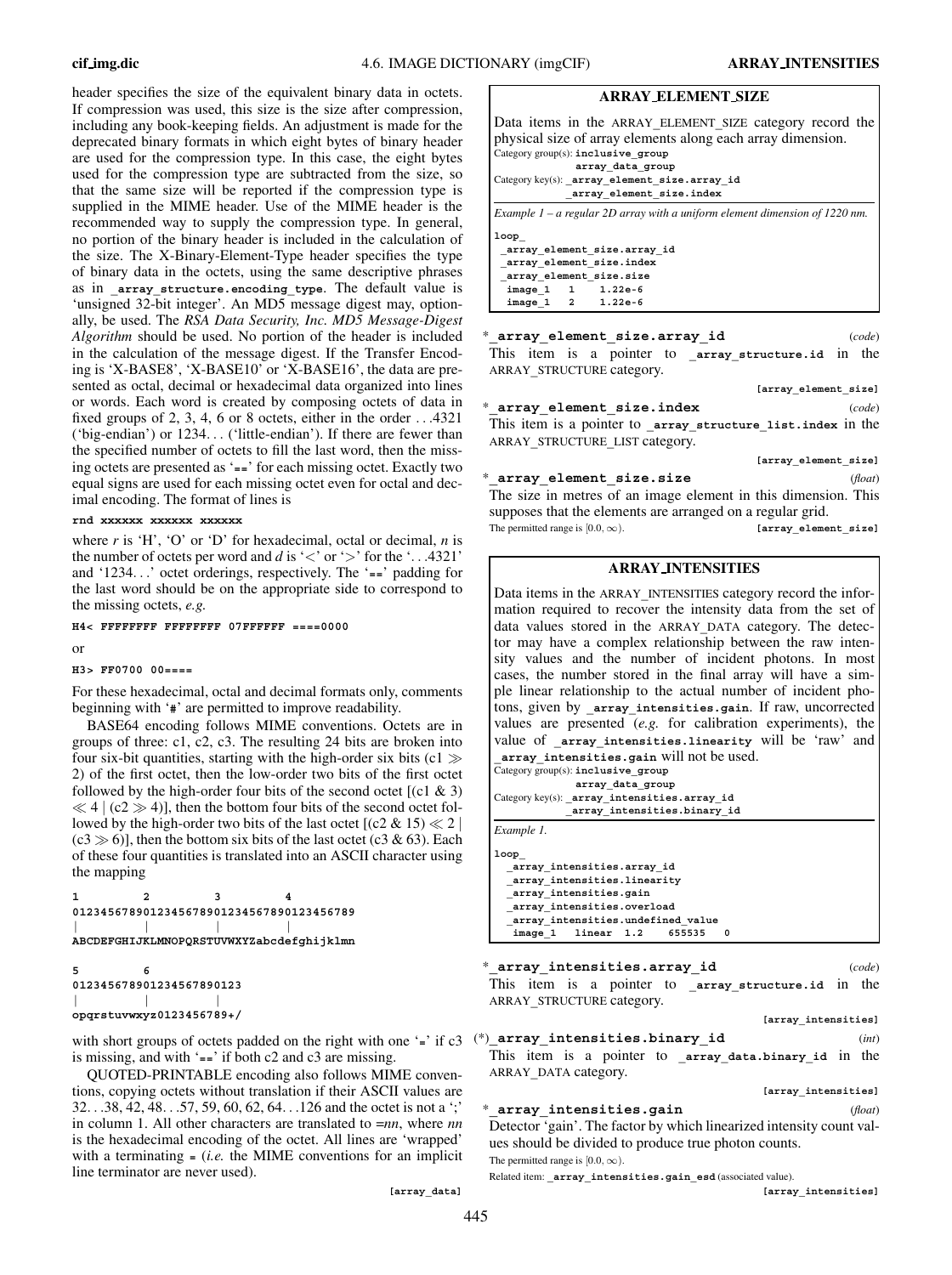header specifies the size of the equivalent binary data in octets. If compression was used, this size is the size after compression, including any book-keeping fields. An adjustment is made for the deprecated binary formats in which eight bytes of binary header are used for the compression type. In this case, the eight bytes used for the compression type are subtracted from the size, so that the same size will be reported if the compression type is supplied in the MIME header. Use of the MIME header is the recommended way to supply the compression type. In general, no portion of the binary header is included in the calculation of the size. The X-Binary-Element-Type header specifies the type of binary data in the octets, using the same descriptive phrases as in **_array_structure.encoding_type**. The default value is 'unsigned 32-bit integer'. An MD5 message digest may, optionally, be used. The *RSA Data Security, Inc. MD5 Message-Digest Algorithm* should be used. No portion of the header is included in the calculation of the message digest. If the Transfer Encoding is 'X-BASE8', 'X-BASE10' or 'X-BASE16', the data are presented as octal, decimal or hexadecimal data organized into lines or words. Each word is created by composing octets of data in fixed groups of 2, 3, 4, 6 or 8 octets, either in the order ...4321 ('big-endian') or 1234... ('little-endian'). If there are fewer than the specified number of octets to fill the last word, then the missing octets are presented as '==' for each missing octet. Exactly two equal signs are used for each missing octet even for octal and decimal encoding. The format of lines is

```
rnd xxxxxx xxxxxx xxxxxx
```

where *r* is 'H', 'O' or 'D' for hexadecimal, octal or decimal, *n* is the number of octets per word and *d* is '<' or '>' for the '...4321' and '1234...' octet orderings, respectively. The '==' padding for the last word should be on the appropriate side to correspond to the missing octets, *e.g.*

```
H4< FFFFFFFF FFFFFFFF 07FFFFFF ====0000
```

or

```
H3> FF0700 00====
```

For these hexadecimal, octal and decimal formats only, comments beginning with '#' are permitted to improve readability.

BASE64 encoding follows MIME conventions. Octets are in groups of three: c1, c2, c3. The resulting 24 bits are broken into four six-bit quantities, starting with the high-order six bits ($c1 \gg 2$) of the first octet, then the low-order two bits of the first octet followed by the high-order four bits of the second octet [$(c1 \& 3) \ll 4 \mid (c2 \gg 4)$], then the bottom four bits of the second octet followed by the high-order two bits of the last octet [$(c2 \& 15) \ll 2 \mid (c3 \gg 6)$], then the bottom six bits of the last octet ($c3 \& 63$). Each of these four quantities is translated into an ASCII character using the mapping

```
1         2         3         4
0123456789012345678901234567890123456789
|         |         |         |
ABCDEFGHIJKLMNOPQRSTUVWXYZabcdefghijklmn

5         6
0123456789012345678901234
|         |         |
opqrstuvwxyz0123456789+/
```

with short groups of octets padded on the right with one '=' if c3 is missing, and with '==' if both c2 and c3 are missing.

QUOTED-PRINTABLE encoding also follows MIME conventions, copying octets without translation if their ASCII values are 32...38, 42, 48...57, 59, 60, 62, 64...126 and the octet is not a ';' in column 1. All other characters are translated to =*nn*, where *nn* is the hexadecimal encoding of the octet. All lines are 'wrapped' with a terminating = (*i.e.* the MIME conventions for an implicit line terminator are never used).

**[array_data]**

## ARRAY_ELEMENT_SIZE

Data items in the ARRAY_ELEMENT_SIZE category record the physical size of array elements along each array dimension.

Category group(s): **inclusive_group**
**array_data_group**

Category key(s): **_array_element_size.array_id**
**_array_element_size.index**

*Example 1 – a regular 2D array with a uniform element dimension of 1220 nm.*

```
loop_
 _array_element_size.array_id
 _array_element_size.index
 _array_element_size.size
  image_1   1    1.22e-6
  image_1   2    1.22e-6
```

\* **_array_element_size.array_id** (*code*)

This item is a pointer to **_array_structure.id** in the ARRAY_STRUCTURE category.

**[array_element_size]**

\* **_array_element_size.index** (*code*)

This item is a pointer to **_array_structure_list.index** in the ARRAY_STRUCTURE_LIST category.

**[array_element_size]**

\* **_array_element_size.size** (*float*)

The size in metres of an image element in this dimension. This supposes that the elements are arranged on a regular grid.

The permitted range is $[0.0, \infty)$.

**[array_element_size]**

## ARRAY_INTENSITIES

Data items in the ARRAY_INTENSITIES category record the information required to recover the intensity data from the set of data values stored in the ARRAY_DATA category. The detector may have a complex relationship between the raw intensity values and the number of incident photons. In most cases, the number stored in the final array will have a simple linear relationship to the actual number of incident photons, given by **_array_intensities.gain**. If raw, uncorrected values are presented (*e.g.* for calibration experiments), the value of **_array_intensities.linearity** will be 'raw' and **_array_intensities.gain** will not be used.

Category group(s): **inclusive_group**
**array_data_group**

Category key(s): **_array_intensities.array_id**
**_array_intensities.binary_id**

*Example 1.*

```
loop_
  _array_intensities.array_id
  _array_intensities.linearity
  _array_intensities.gain
  _array_intensities.overload
  _array_intensities.undefined_value
   image_1   linear  1.2    655535   0
```

\* **_array_intensities.array_id** (*code*)

This item is a pointer to **_array_structure.id** in the ARRAY_STRUCTURE category.

**[array_intensities]**

(\*) **_array_intensities.binary_id** (*int*)

This item is a pointer to **_array_data.binary_id** in the ARRAY_DATA category.

**[array_intensities]**

\* **_array_intensities.gain** (*float*)

Detector 'gain'. The factor by which linearized intensity count values should be divided to produce true photon counts.

The permitted range is $[0.0, \infty)$.

Related item: **_array_intensities.gain_esd** (associated value).

**[array_intensities]**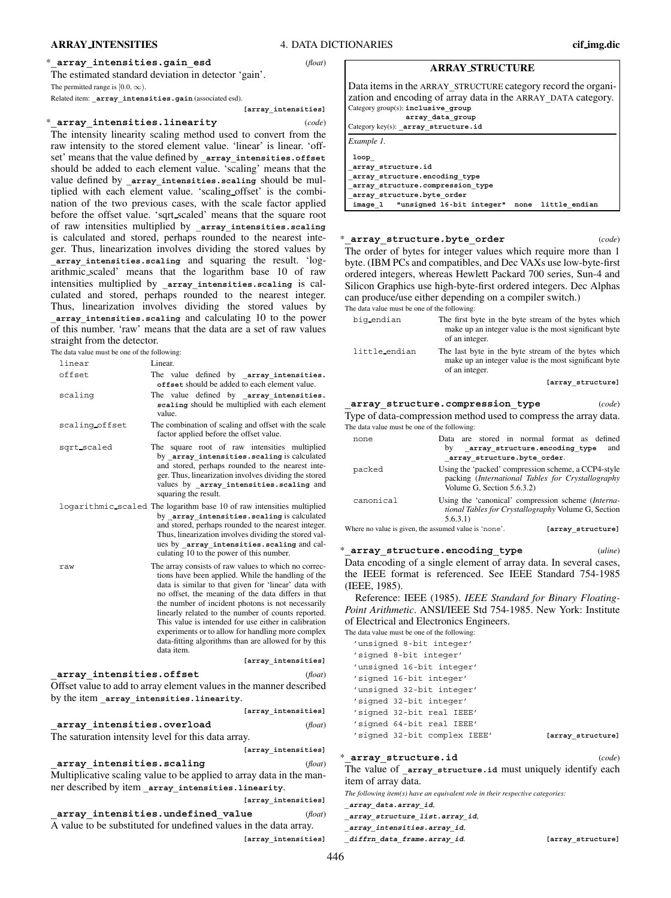*_array_intensities.gain_esd (*float*)

The estimated standard deviation in detector 'gain'.

The permitted range is $[0.0, \infty)$.

Related item: **_array_intensities.gain** (associated esd).

**[array_intensities]**

*_array_intensities.linearity (*code*)

The intensity linearity scaling method used to convert from the raw intensity to the stored element value. 'linear' is linear. 'offset' means that the value defined by **_array_intensities.offset** should be added to each element value. 'scaling' means that the value defined by **_array_intensities.scaling** should be multiplied with each element value. 'scaling_offset' is the combination of the two previous cases, with the scale factor applied before the offset value. 'sqrt_scaled' means that the square root of raw intensities multiplied by **_array_intensities.scaling** is calculated and stored, perhaps rounded to the nearest integer. Thus, linearization involves dividing the stored values by **_array_intensities.scaling** and squaring the result. 'logarithmic_scaled' means that the logarithm base 10 of raw intensities multiplied by **_array_intensities.scaling** is calculated and stored, perhaps rounded to the nearest integer. Thus, linearization involves dividing the stored values by **_array_intensities.scaling** and calculating 10 to the power of this number. 'raw' means that the data are a set of raw values straight from the detector.

The data value must be one of the following:

| | |
|---|---|
| linear | Linear. |
| offset | The value defined by **_array_intensities.offset** should be added to each element value. |
| scaling | The value defined by **_array_intensities.scaling** should be multiplied with each element value. |
| scaling_offset | The combination of scaling and offset with the scale factor applied before the offset value. |
| sqrt_scaled | The square root of raw intensities multiplied by **_array_intensities.scaling** is calculated and stored, perhaps rounded to the nearest integer. Thus, linearization involves dividing the stored values by **_array_intensities.scaling** and squaring the result. |
| logarithmic_scaled | The logarithm base 10 of raw intensities multiplied by **_array_intensities.scaling** is calculated and stored, perhaps rounded to the nearest integer. Thus, linearization involves dividing the stored values by **_array_intensities.scaling** and calculating 10 to the power of this number. |
| raw | The array consists of raw values to which no corrections have been applied. While the handling of the data is similar to that given for 'linear' data with no offset, the meaning of the data differs in that the number of incident photons is not necessarily linearly related to the number of counts reported. This value is intended for use either in calibration experiments or to allow for handling more complex data-fitting algorithms than are allowed for by this data item. |

**[array_intensities]**

_array_intensities.offset (*float*)

Offset value to add to array element values in the manner described by the item **_array_intensities.linearity**.

**[array_intensities]**

_array_intensities.overload (*float*)

The saturation intensity level for this data array.

**[array_intensities]**

_array_intensities.scaling (*float*)

Multiplicative scaling value to be applied to array data in the manner described by item **_array_intensities.linearity**.

**[array_intensities]**

_array_intensities.undefined_value (*float*)

A value to be substituted for undefined values in the data array.

**[array_intensities]**

## ARRAY_STRUCTURE

Data items in the ARRAY_STRUCTURE category record the organization and encoding of array data in the ARRAY_DATA category.

Category group(s): **inclusive_group**
**array_data_group**

Category key(s): **_array_structure.id**

*Example 1.*

```
loop_
_array_structure.id
_array_structure.encoding_type
_array_structure.compression_type
_array_structure.byte_order
 image_1   "unsigned 16-bit integer"  none  little_endian
```

*_array_structure.byte_order (*code*)

The order of bytes for integer values which require more than 1 byte. (IBM PCs and compatibles, and Dec VAXs use low-byte-first ordered integers, whereas Hewlett Packard 700 series, Sun-4 and Silicon Graphics use high-byte-first ordered integers. Dec Alphas can produce/use either depending on a compiler switch.)

The data value must be one of the following:

| | |
|---|---|
| big_endian | The first byte in the byte stream of the bytes which make up an integer value is the most significant byte of an integer. |
| little_endian | The last byte in the byte stream of the bytes which make up an integer value is the most significant byte of an integer. |

**[array_structure]**

_array_structure.compression_type (*code*)

Type of data-compression method used to compress the array data.

The data value must be one of the following:

| | |
|---|---|
| none | Data are stored in normal format as defined by **_array_structure.encoding_type** and **_array_structure.byte_order**. |
| packed | Using the 'packed' compression scheme, a CCP4-style packing (*International Tables for Crystallography* Volume G, Section 5.6.3.2) |
| canonical | Using the 'canonical' compression scheme (*International Tables for Crystallography* Volume G, Section 5.6.3.1) |

Where no value is given, the assumed value is 'none'. **[array_structure]**

*_array_structure.encoding_type (*uline*)

Data encoding of a single element of array data. In several cases, the IEEE format is referenced. See IEEE Standard 754-1985 (IEEE, 1985).

Reference: IEEE (1985). *IEEE Standard for Binary Floating-Point Arithmetic*. ANSI/IEEE Std 754-1985. New York: Institute of Electrical and Electronics Engineers.

The data value must be one of the following:

'unsigned 8-bit integer'
'signed 8-bit integer'
'unsigned 16-bit integer'
'signed 16-bit integer'
'unsigned 32-bit integer'
'signed 32-bit integer'
'signed 32-bit real IEEE'
'signed 64-bit real IEEE'
'signed 32-bit complex IEEE' **[array_structure]**

*_array_structure.id (*code*)

The value of **_array_structure.id** must uniquely identify each item of array data.

*The following item(s) have an equivalent role in their respective categories:*

***_array_data.array_id***,
***_array_structure_list.array_id***,
***_array_intensities.array_id***,
***_diffrn_data_frame.array_id***. **[array_structure]**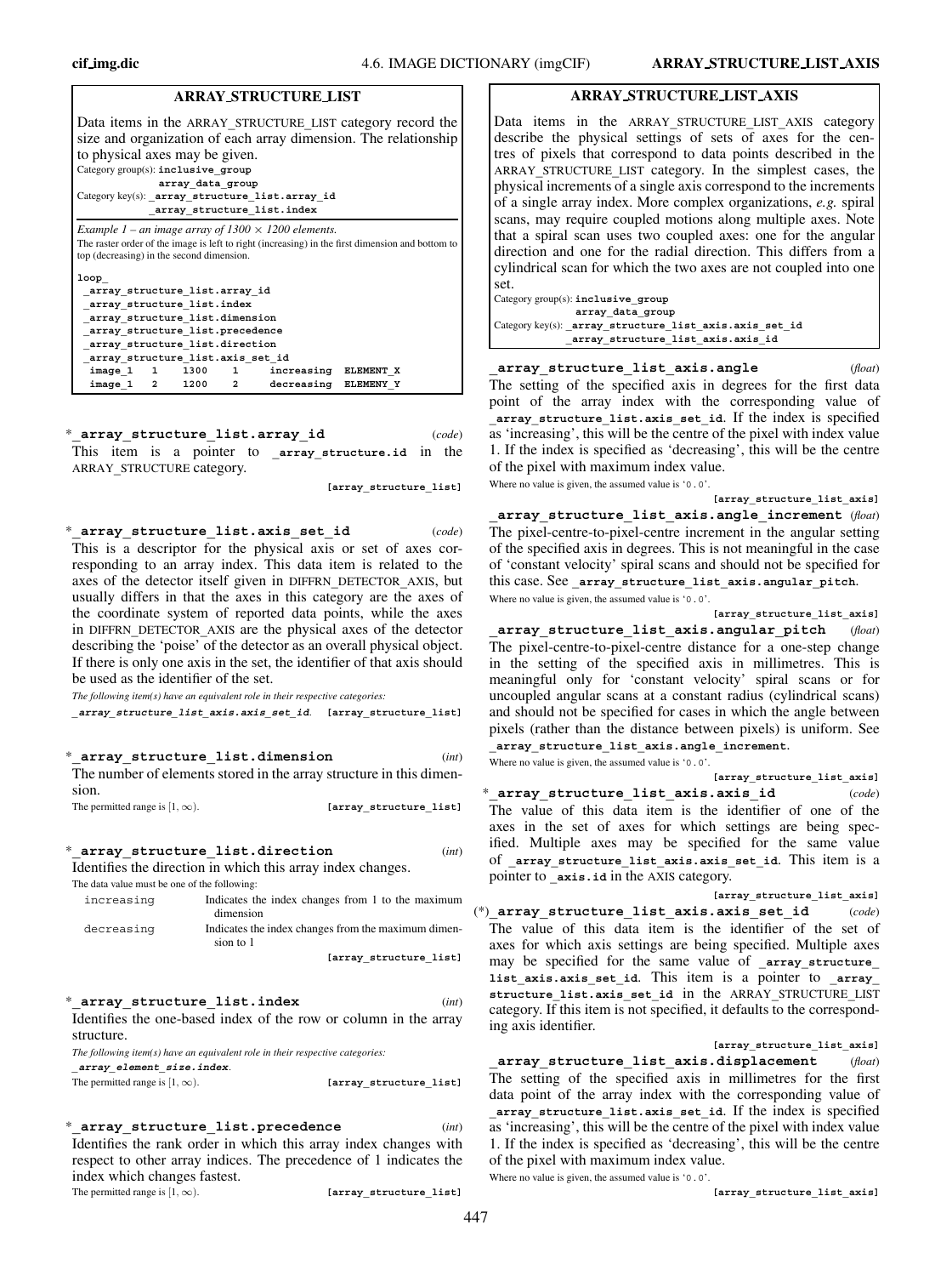## ARRAY_STRUCTURE_LIST

Data items in the ARRAY_STRUCTURE_LIST category record the size and organization of each array dimension. The relationship to physical axes may be given.

Category group(s): **inclusive_group**
**array_data_group**

Category key(s): **_array_structure_list.array_id**
**_array_structure_list.index**

*Example 1 – an image array of 1300 × 1200 elements.*

The raster order of the image is left to right (increasing) in the first dimension and bottom to top (decreasing) in the second dimension.

```
loop_
 _array_structure_list.array_id
 _array_structure_list.index
 _array_structure_list.dimension
 _array_structure_list.precedence
 _array_structure_list.direction
 _array_structure_list.axis_set_id
  image_1  1    1300    1     increasing  ELEMENT_X
  image_1  2    1200    2     decreasing  ELEMENY_Y
```

*__array_structure_list.array_id** (*code*)

This item is a pointer to **_array_structure.id** in the ARRAY_STRUCTURE category.

**[array_structure_list]**

*__array_structure_list.axis_set_id** (*code*)

This is a descriptor for the physical axis or set of axes corresponding to an array index. This data item is related to the axes of the detector itself given in DIFFRN_DETECTOR_AXIS, but usually differs in that the axes in this category are the axes of the coordinate system of reported data points, while the axes in DIFFRN_DETECTOR_AXIS are the physical axes of the detector describing the 'poise' of the detector as an overall physical object. If there is only one axis in the set, the identifier of that axis should be used as the identifier of the set.

*The following item(s) have an equivalent role in their respective categories:*
***_array_structure_list_axis.axis_set_id***. **[array_structure_list]**

*__array_structure_list.dimension** (*int*)

The number of elements stored in the array structure in this dimension.

The permitted range is $[1, \infty)$. **[array_structure_list]**

*__array_structure_list.direction** (*int*)

Identifies the direction in which this array index changes.

The data value must be one of the following:

| | |
|---|---|
| increasing | Indicates the index changes from 1 to the maximum dimension |
| decreasing | Indicates the index changes from the maximum dimension to 1 |

**[array_structure_list]**

*__array_structure_list.index** (*int*)

Identifies the one-based index of the row or column in the array structure.

*The following item(s) have an equivalent role in their respective categories:*
***_array_element_size.index***.

The permitted range is $[1, \infty)$. **[array_structure_list]**

*__array_structure_list.precedence** (*int*)

Identifies the rank order in which this array index changes with respect to other array indices. The precedence of 1 indicates the index which changes fastest.

The permitted range is $[1, \infty)$. **[array_structure_list]**

## ARRAY_STRUCTURE_LIST_AXIS

Data items in the ARRAY_STRUCTURE_LIST_AXIS category describe the physical settings of sets of axes for the centres of pixels that correspond to data points described in the ARRAY_STRUCTURE_LIST category. In the simplest cases, the physical increments of a single axis correspond to the increments of a single array index. More complex organizations, *e.g.* spiral scans, may require coupled motions along multiple axes. Note that a spiral scan uses two coupled axes: one for the angular direction and one for the radial direction. This differs from a cylindrical scan for which the two axes are not coupled into one set.

Category group(s): **inclusive_group**
**array_data_group**

Category key(s): **_array_structure_list_axis.axis_set_id**
**_array_structure_list_axis.axis_id**

**_array_structure_list_axis.angle** (*float*)

The setting of the specified axis in degrees for the first data point of the array index with the corresponding value of **_array_structure_list.axis_set_id**. If the index is specified as 'increasing', this will be the centre of the pixel with index value 1. If the index is specified as 'decreasing', this will be the centre of the pixel with maximum index value.

Where no value is given, the assumed value is '0.0'.

**[array_structure_list_axis]**

**_array_structure_list_axis.angle_increment** (*float*)

The pixel-centre-to-pixel-centre increment in the angular setting of the specified axis in degrees. This is not meaningful in the case of 'constant velocity' spiral scans and should not be specified for this case. See **_array_structure_list_axis.angular_pitch**.

Where no value is given, the assumed value is '0.0'.

**[array_structure_list_axis]**

**_array_structure_list_axis.angular_pitch** (*float*)

The pixel-centre-to-pixel-centre distance for a one-step change in the setting of the specified axis in millimetres. This is meaningful only for 'constant velocity' spiral scans or for uncoupled angular scans at a constant radius (cylindrical scans) and should not be specified for cases in which the angle between pixels (rather than the distance between pixels) is uniform. See **_array_structure_list_axis.angle_increment**.

Where no value is given, the assumed value is '0.0'.

**[array_structure_list_axis]**

*__array_structure_list_axis.axis_id** (*code*)

The value of this data item is the identifier of one of the axes in the set of axes for which settings are being specified. Multiple axes may be specified for the same value of **_array_structure_list_axis.axis_set_id**. This item is a pointer to **_axis.id** in the AXIS category.

**[array_structure_list_axis]**

(*)**_array_structure_list_axis.axis_set_id** (*code*)

The value of this data item is the identifier of the set of axes for which axis settings are being specified. Multiple axes may be specified for the same value of **_array_structure_list_axis.axis_set_id**. This item is a pointer to **_array_structure_list.axis_set_id** in the ARRAY_STRUCTURE_LIST category. If this item is not specified, it defaults to the corresponding axis identifier.

**[array_structure_list_axis]**

**_array_structure_list_axis.displacement** (*float*)

The setting of the specified axis in millimetres for the first data point of the array index with the corresponding value of **_array_structure_list.axis_set_id**. If the index is specified as 'increasing', this will be the centre of the pixel with index value 1. If the index is specified as 'decreasing', this will be the centre of the pixel with maximum index value.

Where no value is given, the assumed value is '0.0'.

**[array_structure_list_axis]**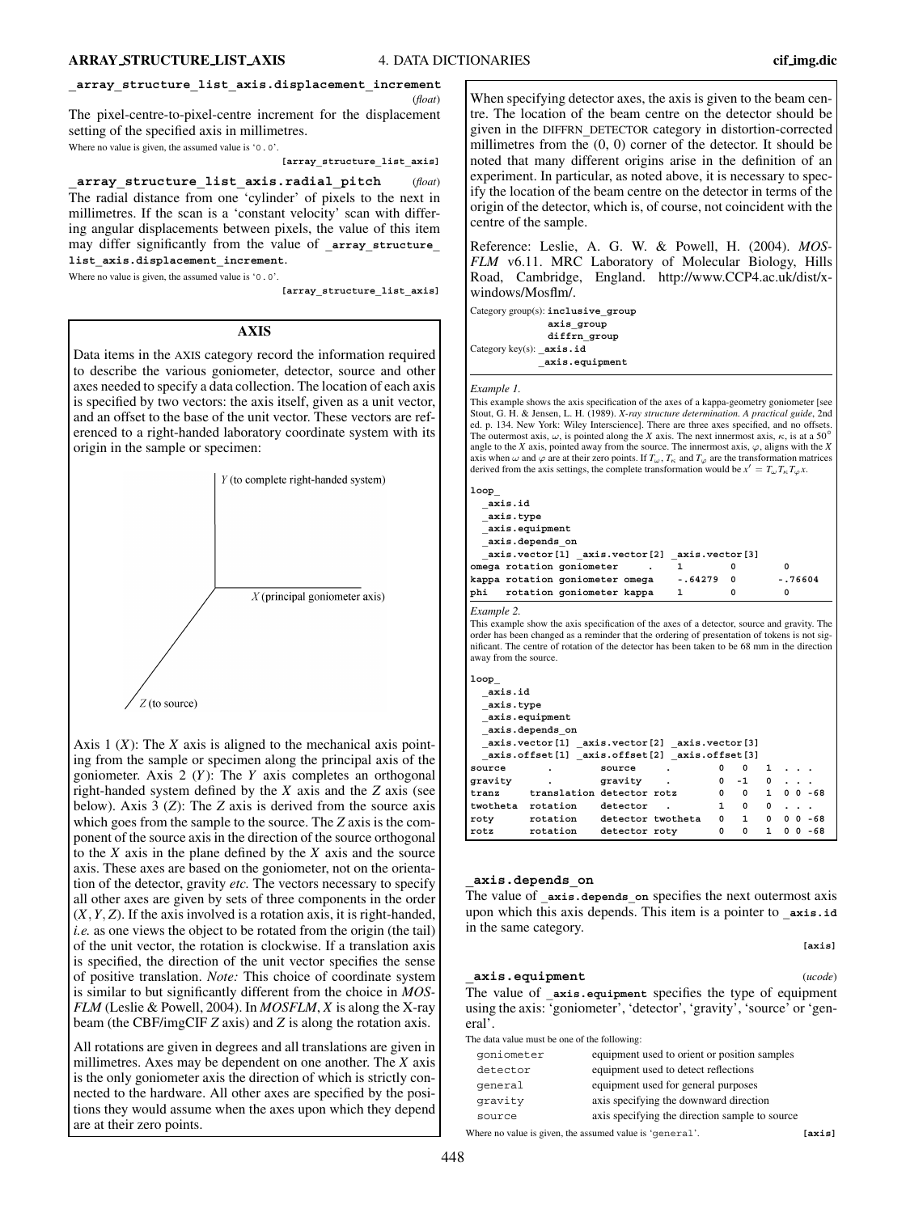**_array_structure_list_axis.displacement_increment** (*float*)

The pixel-centre-to-pixel-centre increment for the displacement setting of the specified axis in millimetres.

Where no value is given, the assumed value is '0.0'.

**[array_structure_list_axis]**

**_array_structure_list_axis.radial_pitch** (*float*)

The radial distance from one 'cylinder' of pixels to the next in millimetres. If the scan is a 'constant velocity' scan with differing angular displacements between pixels, the value of this item may differ significantly from the value of **_array_structure_list_axis.displacement_increment**.

Where no value is given, the assumed value is '0.0'.

**[array_structure_list_axis]**

## AXIS

Data items in the AXIS category record the information required to describe the various goniometer, detector, source and other axes needed to specify a data collection. The location of each axis is specified by two vectors: the axis itself, given as a unit vector, and an offset to the base of the unit vector. These vectors are referenced to a right-handed laboratory coordinate system with its origin in the sample or specimen:

Y (to complete right-handed system)

X (principal goniometer axis)

Z (to source)

Axis 1 ($X$): The $X$ axis is aligned to the mechanical axis pointing from the sample or specimen along the principal axis of the goniometer. Axis 2 ($Y$): The $Y$ axis completes an orthogonal right-handed system defined by the $X$ axis and the $Z$ axis (see below). Axis 3 ($Z$): The $Z$ axis is derived from the source axis which goes from the sample to the source. The $Z$ axis is the component of the source axis in the direction of the source orthogonal to the $X$ axis in the plane defined by the $X$ axis and the source axis. These axes are based on the goniometer, not on the orientation of the detector, gravity *etc.* The vectors necessary to specify all other axes are given by sets of three components in the order $(X, Y, Z)$. If the axis involved is a rotation axis, it is right-handed, *i.e.* as one views the object to be rotated from the origin (the tail) of the unit vector, the rotation is clockwise. If a translation axis is specified, the direction of the unit vector specifies the sense of positive translation. *Note:* This choice of coordinate system is similar to but significantly different from the choice in *MOSFLM* (Leslie & Powell, 2004). In *MOSFLM*, $X$ is along the X-ray beam (the CBF/imgCIF $Z$ axis) and $Z$ is along the rotation axis.

All rotations are given in degrees and all translations are given in millimetres. Axes may be dependent on one another. The $X$ axis is the only goniometer axis the direction of which is strictly connected to the hardware. All other axes are specified by the positions they would assume when the axes upon which they depend are at their zero points.

When specifying detector axes, the axis is given to the beam centre. The location of the beam centre on the detector should be given in the DIFFRN_DETECTOR category in distortion-corrected millimetres from the (0, 0) corner of the detector. It should be noted that many different origins arise in the definition of an experiment. In particular, as noted above, it is necessary to specify the location of the beam centre on the detector in terms of the origin of the detector, which is, of course, not coincident with the centre of the sample.

Reference: Leslie, A. G. W. & Powell, H. (2004). *MOSFLM* v6.11. MRC Laboratory of Molecular Biology, Hills Road, Cambridge, England. http://www.CCP4.ac.uk/dist/x-windows/Mosflm/.

Category group(s): **inclusive_group**
**axis_group**
**diffrn_group**

Category key(s): **_axis.id**
**_axis.equipment**

*Example 1.*

This example shows the axis specification of the axes of a kappa-geometry goniometer [see Stout, G. H. & Jensen, L. H. (1989). *X-ray structure determination. A practical guide*, 2nd ed. p. 134. New York: Wiley Interscience]. There are three axes specified, and no offsets. The outermost axis, $\omega$, is pointed along the $X$ axis. The next innermost axis, $\kappa$, is at a 50° angle to the $X$ axis, pointed away from the source. The innermost axis, $\varphi$, aligns with the $X$ axis when $\omega$ and $\varphi$ are at their zero points. If $T_\omega$, $T_\kappa$ and $T_\varphi$ are the transformation matrices derived from the axis settings, the complete transformation would be $x' = T_\omega T_\kappa T_\varphi x$.

```
loop_
  _axis.id
  _axis.type
  _axis.equipment
  _axis.depends_on
  _axis.vector[1] _axis.vector[2] _axis.vector[3]
omega rotation goniometer     .     1         0          0
kappa rotation goniometer omega    -.64279   0        -.76604
phi   rotation goniometer kappa    1         0          0
```

*Example 2.*

This example show the axis specification of the axes of a detector, source and gravity. The order has been changed as a reminder that the ordering of presentation of tokens is not significant. The centre of rotation of the detector has been taken to be 68 mm in the direction away from the source.

```
loop_
  _axis.id
  _axis.type
  _axis.equipment
  _axis.depends_on
  _axis.vector[1] _axis.vector[2] _axis.vector[3]
  _axis.offset[1] _axis.offset[2] _axis.offset[3]
source      .           source    .          0   0   1   . . .
gravity     .           gravity   .          0  -1   0   . . .
tranz     translation detector rotz          0   0   1   0 0 -68
twotheta  rotation    detector    .          1   0   0   . . .
roty      rotation    detector twotheta     0   1   0   0 0 -68
rotz      rotation    detector roty         0   0   1   0 0 -68
```

**_axis.depends_on**

The value of **_axis.depends_on** specifies the next outermost axis upon which this axis depends. This item is a pointer to **_axis.id** in the same category.

**[axis]**

**_axis.equipment** (*ucode*)

The value of **_axis.equipment** specifies the type of equipment using the axis: 'goniometer', 'detector', 'gravity', 'source' or 'general'.

The data value must be one of the following:

| | |
|---|---|
| goniometer | equipment used to orient or position samples |
| detector | equipment used to detect reflections |
| general | equipment used for general purposes |
| gravity | axis specifying the downward direction |
| source | axis specifying the direction sample to source |

Where no value is given, the assumed value is 'general'.

**[axis]**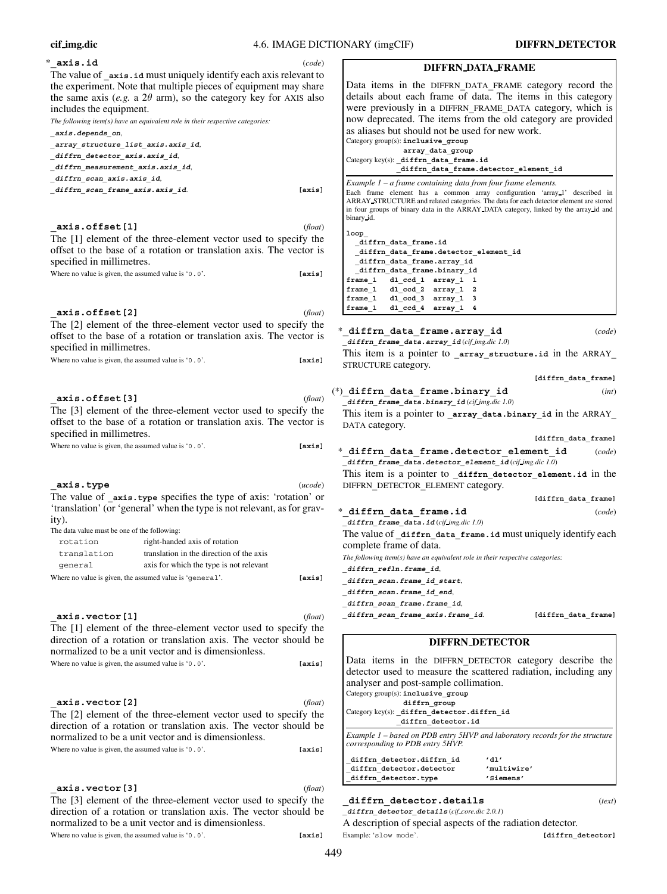*`_axis.id` (*code*)

The value of `_axis.id` must uniquely identify each axis relevant to the experiment. Note that multiple pieces of equipment may share the same axis (*e.g.* a $2\theta$ arm), so the category key for AXIS also includes the equipment.

*The following item(s) have an equivalent role in their respective categories:*
`_axis.depends_on`,
`_array_structure_list_axis.axis_id`,
`_diffrn_detector_axis.axis_id`,
`_diffrn_measurement_axis.axis_id`,
`_diffrn_scan_axis.axis_id`,
`_diffrn_scan_frame_axis.axis_id`. **[axis]**

`_axis.offset[1]` (*float*)

The [1] element of the three-element vector used to specify the offset to the base of a rotation or translation axis. The vector is specified in millimetres.

Where no value is given, the assumed value is '0.0'. **[axis]**

`_axis.offset[2]` (*float*)

The [2] element of the three-element vector used to specify the offset to the base of a rotation or translation axis. The vector is specified in millimetres.

Where no value is given, the assumed value is '0.0'. **[axis]**

`_axis.offset[3]` (*float*)

The [3] element of the three-element vector used to specify the offset to the base of a rotation or translation axis. The vector is specified in millimetres.

Where no value is given, the assumed value is '0.0'. **[axis]**

`_axis.type` (*ucode*)

The value of `_axis.type` specifies the type of axis: 'rotation' or 'translation' (or 'general' when the type is not relevant, as for gravity).

The data value must be one of the following:

| | |
|---|---|
| rotation | right-handed axis of rotation |
| translation | translation in the direction of the axis |
| general | axis for which the type is not relevant |

Where no value is given, the assumed value is 'general'. **[axis]**

`_axis.vector[1]` (*float*)

The [1] element of the three-element vector used to specify the direction of a rotation or translation axis. The vector should be normalized to be a unit vector and is dimensionless.

Where no value is given, the assumed value is '0.0'. **[axis]**

`_axis.vector[2]` (*float*)

The [2] element of the three-element vector used to specify the direction of a rotation or translation axis. The vector should be normalized to be a unit vector and is dimensionless.

Where no value is given, the assumed value is '0.0'. **[axis]**

`_axis.vector[3]` (*float*)

The [3] element of the three-element vector used to specify the direction of a rotation or translation axis. The vector should be normalized to be a unit vector and is dimensionless.

Where no value is given, the assumed value is '0.0'. **[axis]**

## DIFFRN_DATA_FRAME

Data items in the DIFFRN_DATA_FRAME category record the details about each frame of data. The items in this category were previously in a DIFFRN_FRAME_DATA category, which is now deprecated. The items from the old category are provided as aliases but should not be used for new work.

Category group(s): **inclusive_group**
**array_data_group**
Category key(s): **_diffrn_data_frame.id**
**_diffrn_data_frame.detector_element_id**

*Example 1 – a frame containing data from four frame elements.*

Each frame element has a common array configuration 'array_1' described in ARRAY_STRUCTURE and related categories. The data for each detector element are stored in four groups of binary data in the ARRAY_DATA category, linked by the array_id and binary_id.

```
loop_
  _diffrn_data_frame.id
  _diffrn_data_frame.detector_element_id
  _diffrn_data_frame.array_id
  _diffrn_data_frame.binary_id
frame_1   d1_ccd_1  array_1  1
frame_1   d1_ccd_2  array_1  2
frame_1   d1_ccd_3  array_1  3
frame_1   d1_ccd_4  array_1  4
```

*`_diffrn_data_frame.array_id` (*code*)
`_diffrn_frame_data.array_id` (*cif_img.dic 1.0*)

This item is a pointer to `_array_structure.id` in the ARRAY_STRUCTURE category. **[diffrn_data_frame]**

(*)`_diffrn_data_frame.binary_id` (*int*)
`_diffrn_frame_data.binary_id` (*cif_img.dic 1.0*)

This item is a pointer to `_array_data.binary_id` in the ARRAY_DATA category. **[diffrn_data_frame]**

*`_diffrn_data_frame.detector_element_id` (*code*)
`_diffrn_frame_data.detector_element_id` (*cif_img.dic 1.0*)

This item is a pointer to `_diffrn_detector_element.id` in the DIFFRN_DETECTOR_ELEMENT category. **[diffrn_data_frame]**

*`_diffrn_data_frame.id` (*code*)
`_diffrn_frame_data.id` (*cif_img.dic 1.0*)

The value of `_diffrn_data_frame.id` must uniquely identify each complete frame of data.

*The following item(s) have an equivalent role in their respective categories:*
`_diffrn_refln.frame_id`,
`_diffrn_scan.frame_id_start`,
`_diffrn_scan.frame_id_end`,
`_diffrn_scan_frame.frame_id`,
`_diffrn_scan_frame_axis.frame_id`. **[diffrn_data_frame]**

## DIFFRN_DETECTOR

Data items in the DIFFRN_DETECTOR category describe the detector used to measure the scattered radiation, including any analyser and post-sample collimation.

Category group(s): **inclusive_group**
**diffrn_group**
Category key(s): **_diffrn_detector.diffrn_id**
**_diffrn_detector.id**

*Example 1 – based on PDB entry 5HVP and laboratory records for the structure corresponding to PDB entry 5HVP.*

```
_diffrn_detector.diffrn_id      'd1'
_diffrn_detector.detector       'multiwire'
_diffrn_detector.type           'Siemens'
```

`_diffrn_detector.details` (*text*)
`_diffrn_detector_details` (*cif_core.dic 2.0.1*)

A description of special aspects of the radiation detector.

Example: 'slow mode'. **[diffrn_detector]**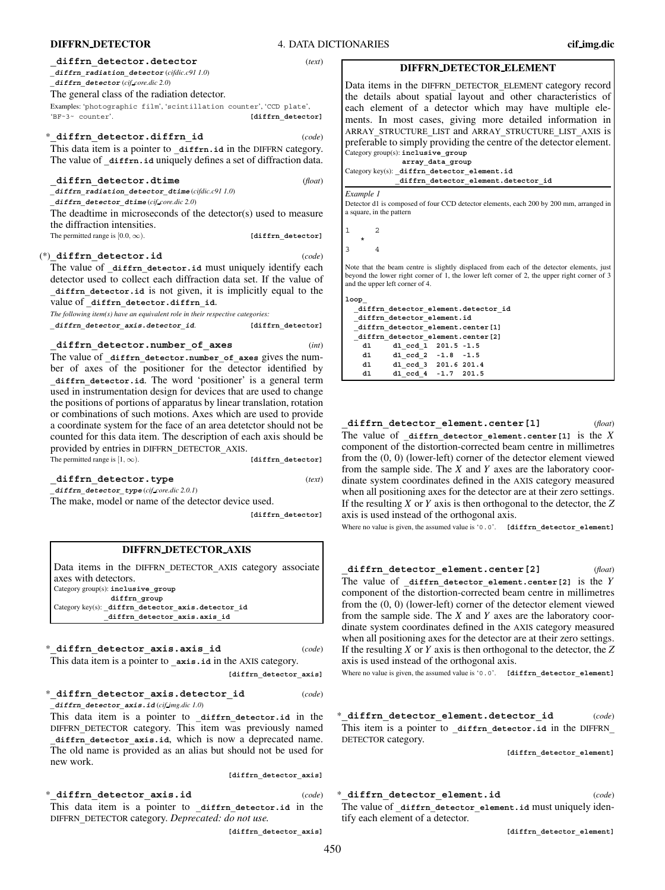**`_diffrn_detector.detector`** (*text*)

*`_diffrn_radiation_detector`* (*cifdic.c91 1.0*)

*`_diffrn_detector`* (*cif_core.dic 2.0*)

The general class of the radiation detector.

Examples: 'photographic film', 'scintillation counter', 'CCD plate', 'BF~3~ counter'. **[diffrn_detector]**

\* **`_diffrn_detector.diffrn_id`** (*code*)

This data item is a pointer to `_diffrn.id` in the DIFFRN category. The value of `_diffrn.id` uniquely defines a set of diffraction data.

**`_diffrn_detector.dtime`** (*float*)

*`_diffrn_radiation_detector_dtime`* (*cifdic.c91 1.0*)

*`_diffrn_detector_dtime`* (*cif_core.dic 2.0*)

The deadtime in microseconds of the detector(s) used to measure the diffraction intensities.

The permitted range is $[0.0, \infty)$. **[diffrn_detector]**

(\*) **`_diffrn_detector.id`** (*code*)

The value of `_diffrn_detector.id` must uniquely identify each detector used to collect each diffraction data set. If the value of `_diffrn_detector.id` is not given, it is implicitly equal to the value of `_diffrn_detector.diffrn_id`.

*The following item(s) have an equivalent role in their respective categories:*

*`_diffrn_detector_axis.detector_id`*. **[diffrn_detector]**

**`_diffrn_detector.number_of_axes`** (*int*)

The value of `_diffrn_detector.number_of_axes` gives the number of axes of the positioner for the detector identified by `_diffrn_detector.id`. The word 'positioner' is a general term used in instrumentation design for devices that are used to change the positions of portions of apparatus by linear translation, rotation or combinations of such motions. Axes which are used to provide a coordinate system for the face of an area detetctor should not be counted for this data item. The description of each axis should be provided by entries in DIFFRN_DETECTOR_AXIS.

The permitted range is $[1, \infty)$. **[diffrn_detector]**

**`_diffrn_detector.type`** (*text*)

*`_diffrn_detector_type`* (*cif_core.dic 2.0.1*)

The make, model or name of the detector device used. **[diffrn_detector]**

## DIFFRN_DETECTOR_AXIS

Data items in the DIFFRN_DETECTOR_AXIS category associate axes with detectors.

Category group(s): **inclusive_group**
**diffrn_group**

Category key(s): **_diffrn_detector_axis.detector_id**
**_diffrn_detector_axis.axis_id**

\* **`_diffrn_detector_axis.axis_id`** (*code*)

This data item is a pointer to `_axis.id` in the AXIS category. **[diffrn_detector_axis]**

\* **`_diffrn_detector_axis.detector_id`** (*code*)

*`_diffrn_detector_axis.id`* (*cif_img.dic 1.0*)

This data item is a pointer to `_diffrn_detector.id` in the DIFFRN_DETECTOR category. This item was previously named `_diffrn_detector_axis.id`, which is now a deprecated name. The old name is provided as an alias but should not be used for new work. **[diffrn_detector_axis]**

\* **`_diffrn_detector_axis.id`** (*code*)

This data item is a pointer to `_diffrn_detector.id` in the DIFFRN_DETECTOR category. *Deprecated: do not use.* **[diffrn_detector_axis]**

## DIFFRN_DETECTOR_ELEMENT

Data items in the DIFFRN_DETECTOR_ELEMENT category record the details about spatial layout and other characteristics of each element of a detector which may have multiple elements. In most cases, giving more detailed information in ARRAY_STRUCTURE_LIST and ARRAY_STRUCTURE_LIST_AXIS is preferable to simply providing the centre of the detector element.

Category group(s): **inclusive_group**
**array_data_group**

Category key(s): **_diffrn_detector_element.id**
**_diffrn_detector_element.detector_id**

*Example 1*

Detector d1 is composed of four CCD detector elements, each 200 by 200 mm, arranged in a square, in the pattern

```
1      2
   *
3      4
```

Note that the beam centre is slightly displaced from each of the detector elements, just beyond the lower right corner of 1, the lower left corner of 2, the upper right corner of 3 and the upper left corner of 4.

```
loop_
  _diffrn_detector_element.detector_id
  _diffrn_detector_element.id
  _diffrn_detector_element.center[1]
  _diffrn_detector_element.center[2]
    d1     d1_ccd_1  201.5 -1.5
    d1     d1_ccd_2  -1.8  -1.5
    d1     d1_ccd_3  201.6 201.4
    d1     d1_ccd_4  -1.7  201.5
```

**`_diffrn_detector_element.center[1]`** (*float*)

The value of `_diffrn_detector_element.center[1]` is the *X* component of the distortion-corrected beam centre in millimetres from the (0, 0) (lower-left) corner of the detector element viewed from the sample side. The *X* and *Y* axes are the laboratory coordinate system coordinates defined in the AXIS category measured when all positioning axes for the detector are at their zero settings. If the resulting *X* or *Y* axis is then orthogonal to the detector, the *Z* axis is used instead of the orthogonal axis.

Where no value is given, the assumed value is '0.0'. **[diffrn_detector_element]**

**`_diffrn_detector_element.center[2]`** (*float*)

The value of `_diffrn_detector_element.center[2]` is the *Y* component of the distortion-corrected beam centre in millimetres from the (0, 0) (lower-left) corner of the detector element viewed from the sample side. The *X* and *Y* axes are the laboratory coordinate system coordinates defined in the AXIS category measured when all positioning axes for the detector are at their zero settings. If the resulting *X* or *Y* axis is then orthogonal to the detector, the *Z* axis is used instead of the orthogonal axis.

Where no value is given, the assumed value is '0.0'. **[diffrn_detector_element]**

\* **`_diffrn_detector_element.detector_id`** (*code*)

This item is a pointer to `_diffrn_detector.id` in the DIFFRN_DETECTOR category. **[diffrn_detector_element]**

\* **`_diffrn_detector_element.id`** (*code*)

The value of `_diffrn_detector_element.id` must uniquely identify each element of a detector. **[diffrn_detector_element]**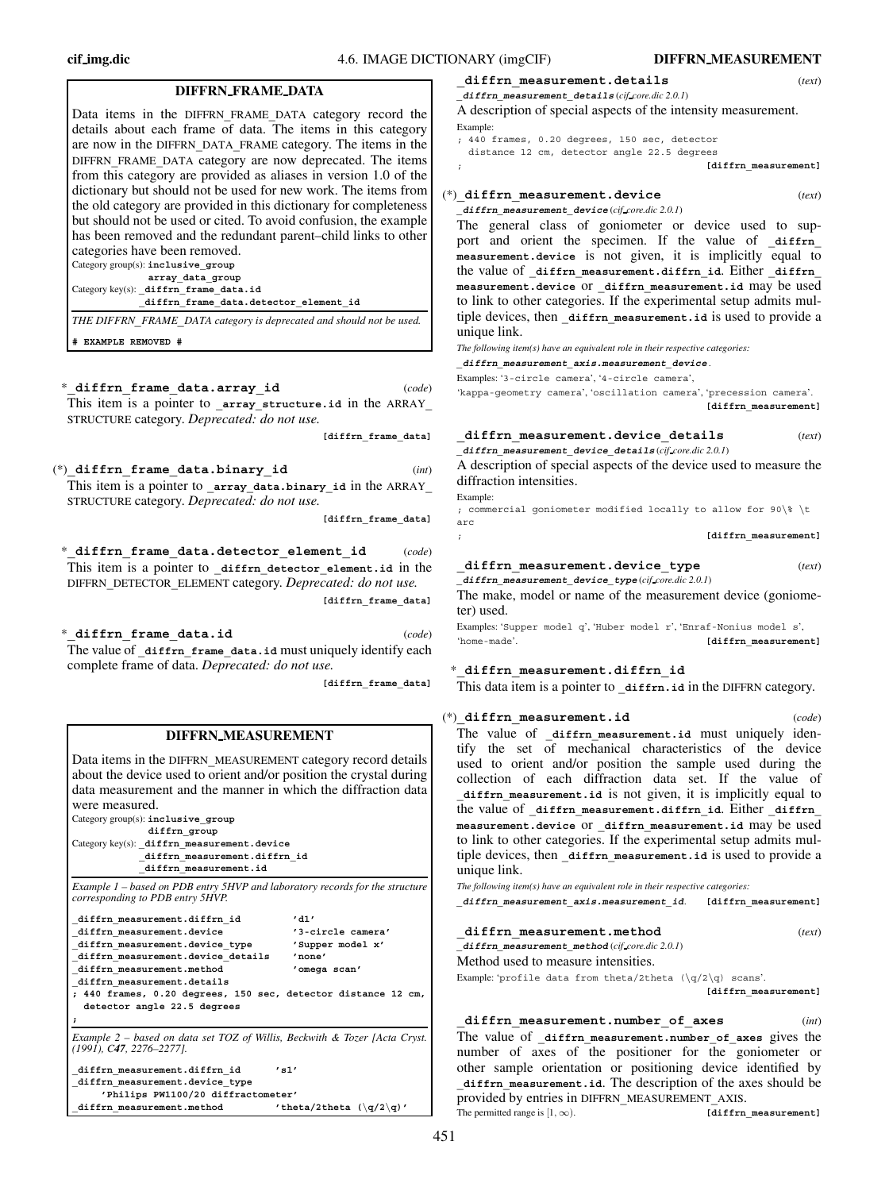## DIFFRN_FRAME_DATA

Data items in the DIFFRN_FRAME_DATA category record the details about each frame of data. The items in this category are now in the DIFFRN_DATA_FRAME category. The items in the DIFFRN_FRAME_DATA category are now deprecated. The items from this category are provided as aliases in version 1.0 of the dictionary but should not be used for new work. The items from the old category are provided in this dictionary for completeness but should not be used or cited. To avoid confusion, the example has been removed and the redundant parent–child links to other categories have been removed.

Category group(s): **inclusive_group**
**array_data_group**
Category key(s): **_diffrn_frame_data.id**
**_diffrn_frame_data.detector_element_id**

*THE DIFFRN_FRAME_DATA category is deprecated and should not be used.*

```
# EXAMPLE REMOVED #
```

\***_diffrn_frame_data.array_id** (*code*)
This item is a pointer to **_array_structure.id** in the ARRAY_STRUCTURE category. *Deprecated: do not use.*
**[diffrn_frame_data]**

(\*)**_diffrn_frame_data.binary_id** (*int*)
This item is a pointer to **_array_data.binary_id** in the ARRAY_STRUCTURE category. *Deprecated: do not use.*
**[diffrn_frame_data]**

\***_diffrn_frame_data.detector_element_id** (*code*)
This item is a pointer to **_diffrn_detector_element.id** in the DIFFRN_DETECTOR_ELEMENT category. *Deprecated: do not use.*
**[diffrn_frame_data]**

\***_diffrn_frame_data.id** (*code*)
The value of **_diffrn_frame_data.id** must uniquely identify each complete frame of data. *Deprecated: do not use.*
**[diffrn_frame_data]**

## DIFFRN_MEASUREMENT

Data items in the DIFFRN_MEASUREMENT category record details about the device used to orient and/or position the crystal during data measurement and the manner in which the diffraction data were measured.

Category group(s): **inclusive_group**
**diffrn_group**
Category key(s): **_diffrn_measurement.device**
**_diffrn_measurement.diffrn_id**
**_diffrn_measurement.id**

*Example 1 – based on PDB entry 5HVP and laboratory records for the structure corresponding to PDB entry 5HVP.*

```
_diffrn_measurement.diffrn_id          'd1'
_diffrn_measurement.device             '3-circle camera'
_diffrn_measurement.device_type        'Supper model x'
_diffrn_measurement.device_details     'none'
_diffrn_measurement.method             'omega scan'
_diffrn_measurement.details
; 440 frames, 0.20 degrees, 150 sec, detector distance 12 cm,
  detector angle 22.5 degrees
;
```

*Example 2 – based on data set TOZ of Willis, Beckwith & Tozer [Acta Cryst. (1991), C47, 2276–2277].*

```
_diffrn_measurement.diffrn_id          's1'
_diffrn_measurement.device_type
     'Philips PW1100/20 diffractometer'
_diffrn_measurement.method             'theta/2theta (\q/2\q)'
```

**_diffrn_measurement.details** (*text*)
***_diffrn_measurement_details*** (*cif_core.dic 2.0.1*)
A description of special aspects of the intensity measurement.
Example:

```
; 440 frames, 0.20 degrees, 150 sec, detector
  distance 12 cm, detector angle 22.5 degrees
;
```

**[diffrn_measurement]**

(\*)**_diffrn_measurement.device** (*text*)
***_diffrn_measurement_device*** (*cif_core.dic 2.0.1*)
The general class of goniometer or device used to support and orient the specimen. If the value of **_diffrn_measurement.device** is not given, it is implicitly equal to the value of **_diffrn_measurement.diffrn_id**. Either **_diffrn_measurement.device** or **_diffrn_measurement.id** may be used to link to other categories. If the experimental setup admits multiple devices, then **_diffrn_measurement.id** is used to provide a unique link.
*The following item(s) have an equivalent role in their respective categories:*
***_diffrn_measurement_axis.measurement_device***.
Examples: '3-circle camera', '4-circle camera', 'kappa-geometry camera', 'oscillation camera', 'precession camera'.
**[diffrn_measurement]**

**_diffrn_measurement.device_details** (*text*)
***_diffrn_measurement_device_details*** (*cif_core.dic 2.0.1*)
A description of special aspects of the device used to measure the diffraction intensities.
Example:

```
; commercial goniometer modified locally to allow for 90\% \t
arc
;
```

**[diffrn_measurement]**

**_diffrn_measurement.device_type** (*text*)
***_diffrn_measurement_device_type*** (*cif_core.dic 2.0.1*)
The make, model or name of the measurement device (goniometer) used.
Examples: 'Supper model q', 'Huber model r', 'Enraf-Nonius model s', 'home-made'.
**[diffrn_measurement]**

\***_diffrn_measurement.diffrn_id**
This data item is a pointer to **_diffrn.id** in the DIFFRN category.

(\*)**_diffrn_measurement.id** (*code*)
The value of **_diffrn_measurement.id** must uniquely identify the set of mechanical characteristics of the device used to orient and/or position the sample used during the collection of each diffraction data set. If the value of **_diffrn_measurement.id** is not given, it is implicitly equal to the value of **_diffrn_measurement.diffrn_id**. Either **_diffrn_measurement.device** or **_diffrn_measurement.id** may be used to link to other categories. If the experimental setup admits multiple devices, then **_diffrn_measurement.id** is used to provide a unique link.
*The following item(s) have an equivalent role in their respective categories:*
***_diffrn_measurement_axis.measurement_id***. **[diffrn_measurement]**

**_diffrn_measurement.method** (*text*)
***_diffrn_measurement_method*** (*cif_core.dic 2.0.1*)
Method used to measure intensities.
Example: 'profile data from theta/2theta (\q/2\q) scans'.
**[diffrn_measurement]**

**_diffrn_measurement.number_of_axes** (*int*)
The value of **_diffrn_measurement.number_of_axes** gives the number of axes of the positioner for the goniometer or other sample orientation or positioning device identified by **_diffrn_measurement.id**. The description of the axes should be provided by entries in DIFFRN_MEASUREMENT_AXIS.
The permitted range is $[1, \infty)$. **[diffrn_measurement]**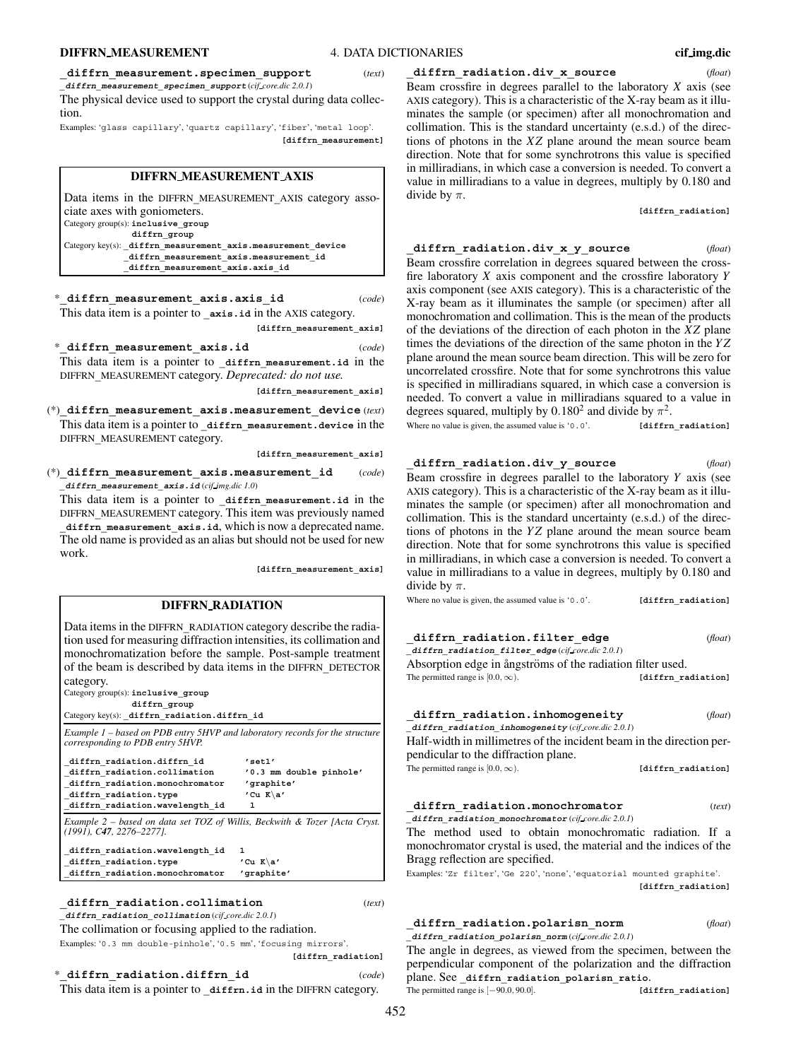**_diffrn_measurement.specimen_support** (*text*)
*_diffrn_measurement_specimen_support* (*cif_core.dic 2.0.1*)

The physical device used to support the crystal during data collection.

Examples: 'glass capillary', 'quartz capillary', 'fiber', 'metal loop'.

[diffrn_measurement]

## DIFFRN_MEASUREMENT_AXIS

Data items in the DIFFRN_MEASUREMENT_AXIS category associate axes with goniometers.

Category group(s): **inclusive_group**
**diffrn_group**

Category key(s): **_diffrn_measurement_axis.measurement_device**
**_diffrn_measurement_axis.measurement_id**
**_diffrn_measurement_axis.axis_id**

\* **_diffrn_measurement_axis.axis_id** (*code*)

This data item is a pointer to **_axis.id** in the AXIS category.

[diffrn_measurement_axis]

\* **_diffrn_measurement_axis.id** (*code*)

This data item is a pointer to **_diffrn_measurement.id** in the DIFFRN_MEASUREMENT category. *Deprecated: do not use.*

[diffrn_measurement_axis]

(\*) **_diffrn_measurement_axis.measurement_device** (*text*)

This data item is a pointer to **_diffrn_measurement.device** in the DIFFRN_MEASUREMENT category.

[diffrn_measurement_axis]

(\*) **_diffrn_measurement_axis.measurement_id** (*code*)
*_diffrn_measurement_axis.id* (*cif_img.dic 1.0*)

This data item is a pointer to **_diffrn_measurement.id** in the DIFFRN_MEASUREMENT category. This item was previously named **_diffrn_measurement_axis.id**, which is now a deprecated name. The old name is provided as an alias but should not be used for new work.

[diffrn_measurement_axis]

## DIFFRN_RADIATION

Data items in the DIFFRN_RADIATION category describe the radiation used for measuring diffraction intensities, its collimation and monochromatization before the sample. Post-sample treatment of the beam is described by data items in the DIFFRN_DETECTOR category.

Category group(s): **inclusive_group**
**diffrn_group**

Category key(s): **_diffrn_radiation.diffrn_id**

*Example 1 – based on PDB entry 5HVP and laboratory records for the structure corresponding to PDB entry 5HVP.*

```
_diffrn_radiation.diffrn_id        'set1'
_diffrn_radiation.collimation      '0.3 mm double pinhole'
_diffrn_radiation.monochromator    'graphite'
_diffrn_radiation.type             'Cu K\a'
_diffrn_radiation.wavelength_id     1
```

*Example 2 – based on data set TOZ of Willis, Beckwith & Tozer [Acta Cryst. (1991), C47, 2276–2277].*

```
_diffrn_radiation.wavelength_id   1
_diffrn_radiation.type            'Cu K\a'
_diffrn_radiation.monochromator   'graphite'
```

**_diffrn_radiation.collimation** (*text*)
*_diffrn_radiation_collimation* (*cif_core.dic 2.0.1*)

The collimation or focusing applied to the radiation.

Examples: '0.3 mm double-pinhole', '0.5 mm', 'focusing mirrors'.

[diffrn_radiation]

\* **_diffrn_radiation.diffrn_id** (*code*)

This data item is a pointer to **_diffrn.id** in the DIFFRN category.

**_diffrn_radiation.div_x_source** (*float*)

Beam crossfire in degrees parallel to the laboratory $X$ axis (see AXIS category). This is a characteristic of the X-ray beam as it illuminates the sample (or specimen) after all monochromation and collimation. This is the standard uncertainty (e.s.d.) of the directions of photons in the $XZ$ plane around the mean source beam direction. Note that for some synchrotrons this value is specified in milliradians, in which case a conversion is needed. To convert a value in milliradians to a value in degrees, multiply by 0.180 and divide by $\pi$.

[diffrn_radiation]

**_diffrn_radiation.div_x_y_source** (*float*)

Beam crossfire correlation in degrees squared between the crossfire laboratory $X$ axis component and the crossfire laboratory $Y$ axis component (see AXIS category). This is a characteristic of the X-ray beam as it illuminates the sample (or specimen) after all monochromation and collimation. This is the mean of the products of the deviations of the direction of each photon in the $XZ$ plane times the deviations of the direction of the same photon in the $YZ$ plane around the mean source beam direction. This will be zero for uncorrelated crossfire. Note that for some synchrotrons this value is specified in milliradians squared, in which case a conversion is needed. To convert a value in milliradians squared to a value in degrees squared, multiply by $0.180^2$ and divide by $\pi^2$.

Where no value is given, the assumed value is '0.0'. [diffrn_radiation]

**_diffrn_radiation.div_y_source** (*float*)

Beam crossfire in degrees parallel to the laboratory $Y$ axis (see AXIS category). This is a characteristic of the X-ray beam as it illuminates the sample (or specimen) after all monochromation and collimation. This is the standard uncertainty (e.s.d.) of the directions of photons in the $YZ$ plane around the mean source beam direction. Note that for some synchrotrons this value is specified in milliradians, in which case a conversion is needed. To convert a value in milliradians to a value in degrees, multiply by 0.180 and divide by $\pi$.

Where no value is given, the assumed value is '0.0'. [diffrn_radiation]

**_diffrn_radiation.filter_edge** (*float*)
*_diffrn_radiation_filter_edge* (*cif_core.dic 2.0.1*)

Absorption edge in ångströms of the radiation filter used.

The permitted range is $[0.0, \infty)$. [diffrn_radiation]

**_diffrn_radiation.inhomogeneity** (*float*)
*_diffrn_radiation_inhomogeneity* (*cif_core.dic 2.0.1*)

Half-width in millimetres of the incident beam in the direction perpendicular to the diffraction plane.

The permitted range is $[0.0, \infty)$. [diffrn_radiation]

**_diffrn_radiation.monochromator** (*text*)
*_diffrn_radiation_monochromator* (*cif_core.dic 2.0.1*)

The method used to obtain monochromatic radiation. If a monochromator crystal is used, the material and the indices of the Bragg reflection are specified.

Examples: 'Zr filter', 'Ge 220', 'none', 'equatorial mounted graphite'.

[diffrn_radiation]

**_diffrn_radiation.polarisn_norm** (*float*)
*_diffrn_radiation_polarisn_norm* (*cif_core.dic 2.0.1*)

The angle in degrees, as viewed from the specimen, between the perpendicular component of the polarization and the diffraction plane. See **_diffrn_radiation_polarisn_ratio**.

The permitted range is $[-90.0, 90.0]$. [diffrn_radiation]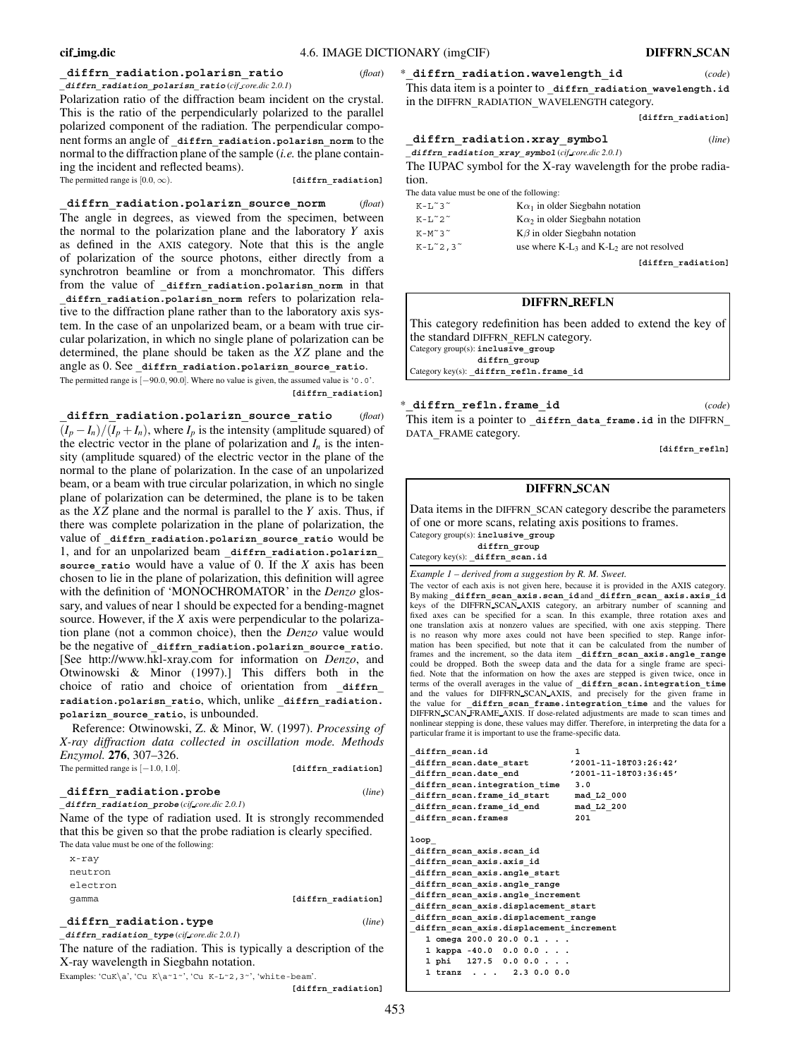**_diffrn_radiation.polarisn_ratio** (*float*)
***_diffrn_radiation_polarisn_ratio*** (*cif_core.dic 2.0.1*)

Polarization ratio of the diffraction beam incident on the crystal. This is the ratio of the perpendicularly polarized to the parallel polarized component of the radiation. The perpendicular component forms an angle of **_diffrn_radiation.polarisn_norm** to the normal to the diffraction plane of the sample (*i.e.* the plane containing the incident and reflected beams).

The permitted range is $[0.0, \infty)$. **[diffrn_radiation]**

**_diffrn_radiation.polarizn_source_norm** (*float*)

The angle in degrees, as viewed from the specimen, between the normal to the polarization plane and the laboratory $Y$ axis as defined in the AXIS category. Note that this is the angle of polarization of the source photons, either directly from a synchrotron beamline or from a monchromator. This differs from the value of **_diffrn_radiation.polarisn_norm** in that **_diffrn_radiation.polarisn_norm** refers to polarization relative to the diffraction plane rather than to the laboratory axis system. In the case of an unpolarized beam, or a beam with true circular polarization, in which no single plane of polarization can be determined, the plane should be taken as the $XZ$ plane and the angle as 0. See **_diffrn_radiation.polarizn_source_ratio**.

The permitted range is $[-90.0, 90.0]$. Where no value is given, the assumed value is '0.0'. **[diffrn_radiation]**

**_diffrn_radiation.polarizn_source_ratio** (*float*)

$(I_p - I_n)/(I_p + I_n)$, where $I_p$ is the intensity (amplitude squared) of the electric vector in the plane of polarization and $I_n$ is the intensity (amplitude squared) of the electric vector in the plane of the normal to the plane of polarization. In the case of an unpolarized beam, or a beam with true circular polarization, in which no single plane of polarization can be determined, the plane is to be taken as the $XZ$ plane and the normal is parallel to the $Y$ axis. Thus, if there was complete polarization in the plane of polarization, the value of **_diffrn_radiation.polarizn_source_ratio** would be 1, and for an unpolarized beam **_diffrn_radiation.polarizn_source_ratio** would have a value of 0. If the $X$ axis has been chosen to lie in the plane of polarization, this definition will agree with the definition of 'MONOCHROMATOR' in the *Denzo* glossary, and values of near 1 should be expected for a bending-magnet source. However, if the $X$ axis were perpendicular to the polarization plane (not a common choice), then the *Denzo* value would be the negative of **_diffrn_radiation.polarizn_source_ratio**. [See http://www.hkl-xray.com for information on *Denzo*, and Otwinowski & Minor (1997).] This differs both in the choice of ratio and choice of orientation from **_diffrn_radiation.polarisn_ratio**, which, unlike **_diffrn_radiation.polarizn_source_ratio**, is unbounded.

Reference: Otwinowski, Z. & Minor, W. (1997). *Processing of X-ray diffraction data collected in oscillation mode. Methods Enzymol.* **276**, 307–326.

The permitted range is $[-1.0, 1.0]$. **[diffrn_radiation]**

**_diffrn_radiation.probe** (*line*)
***_diffrn_radiation_probe*** (*cif_core.dic 2.0.1*)

Name of the type of radiation used. It is strongly recommended that this be given so that the probe radiation is clearly specified.

The data value must be one of the following:

```
x-ray
neutron
electron
gamma
```

**[diffrn_radiation]**

**_diffrn_radiation.type** (*line*)
***_diffrn_radiation_type*** (*cif_core.dic 2.0.1*)

The nature of the radiation. This is typically a description of the X-ray wavelength in Siegbahn notation.

Examples: 'CuK\a', 'Cu K\a~1~', 'Cu K-L~2,3~', 'white-beam'. **[diffrn_radiation]**

\***_diffrn_radiation.wavelength_id** (*code*)

This data item is a pointer to **_diffrn_radiation_wavelength.id** in the DIFFRN_RADIATION_WAVELENGTH category. **[diffrn_radiation]**

**_diffrn_radiation.xray_symbol** (*line*)
***_diffrn_radiation_xray_symbol*** (*cif_core.dic 2.0.1*)

The IUPAC symbol for the X-ray wavelength for the probe radiation.

The data value must be one of the following:

| | |
|---|---|
| K-L~3~ | $K\alpha_1$ in older Siegbahn notation |
| K-L~2~ | $K\alpha_2$ in older Siegbahn notation |
| K-M~3~ | $K\beta$ in older Siegbahn notation |
| K-L~2,3~ | use where $K$-$L_3$ and $K$-$L_2$ are not resolved |

**[diffrn_radiation]**

## DIFFRN_REFLN

This category redefinition has been added to extend the key of the standard DIFFRN_REFLN category.

Category group(s): **inclusive_group**
**diffrn_group**
Category key(s): **_diffrn_refln.frame_id**

\***_diffrn_refln.frame_id** (*code*)

This item is a pointer to **_diffrn_data_frame.id** in the DIFFRN_DATA_FRAME category. **[diffrn_refln]**

## DIFFRN_SCAN

Data items in the DIFFRN_SCAN category describe the parameters of one or more scans, relating axis positions to frames.

Category group(s): **inclusive_group**
**diffrn_group**
Category key(s): **_diffrn_scan.id**

*Example 1 – derived from a suggestion by R. M. Sweet.*

The vector of each axis is not given here, because it is provided in the AXIS category. By making **_diffrn_scan_axis.scan_id** and **_diffrn_scan_axis.axis_id** keys of the DIFFRN_SCAN_AXIS category, an arbitrary number of scanning and fixed axes can be specified for a scan. In this example, three rotation axes and one translation axis at nonzero values are specified, with one axis stepping. There is no reason why more axes could not have been specified to step. Range information has been specified, but note that it can be calculated from the number of frames and the increment, so the data item **_diffrn_scan_axis.angle_range** could be dropped. Both the sweep data and the data for a single frame are specified. Note that the information on how the axes are stepped is given twice, once in terms of the overall averages in the value of **_diffrn_scan.integration_time** and the values for DIFFRN_SCAN_AXIS, and precisely for the given frame in the value for **_diffrn_scan_frame.integration_time** and the values for DIFFRN_SCAN_FRAME_AXIS. If dose-related adjustments are made to scan times and nonlinear stepping is done, these values may differ. Therefore, in interpreting the data for a particular frame it is important to use the frame-specific data.

```
_diffrn_scan.id                  1
_diffrn_scan.date_start         '2001-11-18T03:26:42'
_diffrn_scan.date_end           '2001-11-18T03:36:45'
_diffrn_scan.integration_time    3.0
_diffrn_scan.frame_id_start      mad_L2_000
_diffrn_scan.frame_id_end        mad_L2_200
_diffrn_scan.frames              201

loop_
_diffrn_scan_axis.scan_id
_diffrn_scan_axis.axis_id
_diffrn_scan_axis.angle_start
_diffrn_scan_axis.angle_range
_diffrn_scan_axis.angle_increment
_diffrn_scan_axis.displacement_start
_diffrn_scan_axis.displacement_range
_diffrn_scan_axis.displacement_increment
   1 omega 200.0 20.0 0.1 . . .
   1 kappa -40.0  0.0 0.0 . . .
   1 phi   127.5  0.0 0.0 . . .
   1 tranz  . . .   2.3 0.0 0.0
```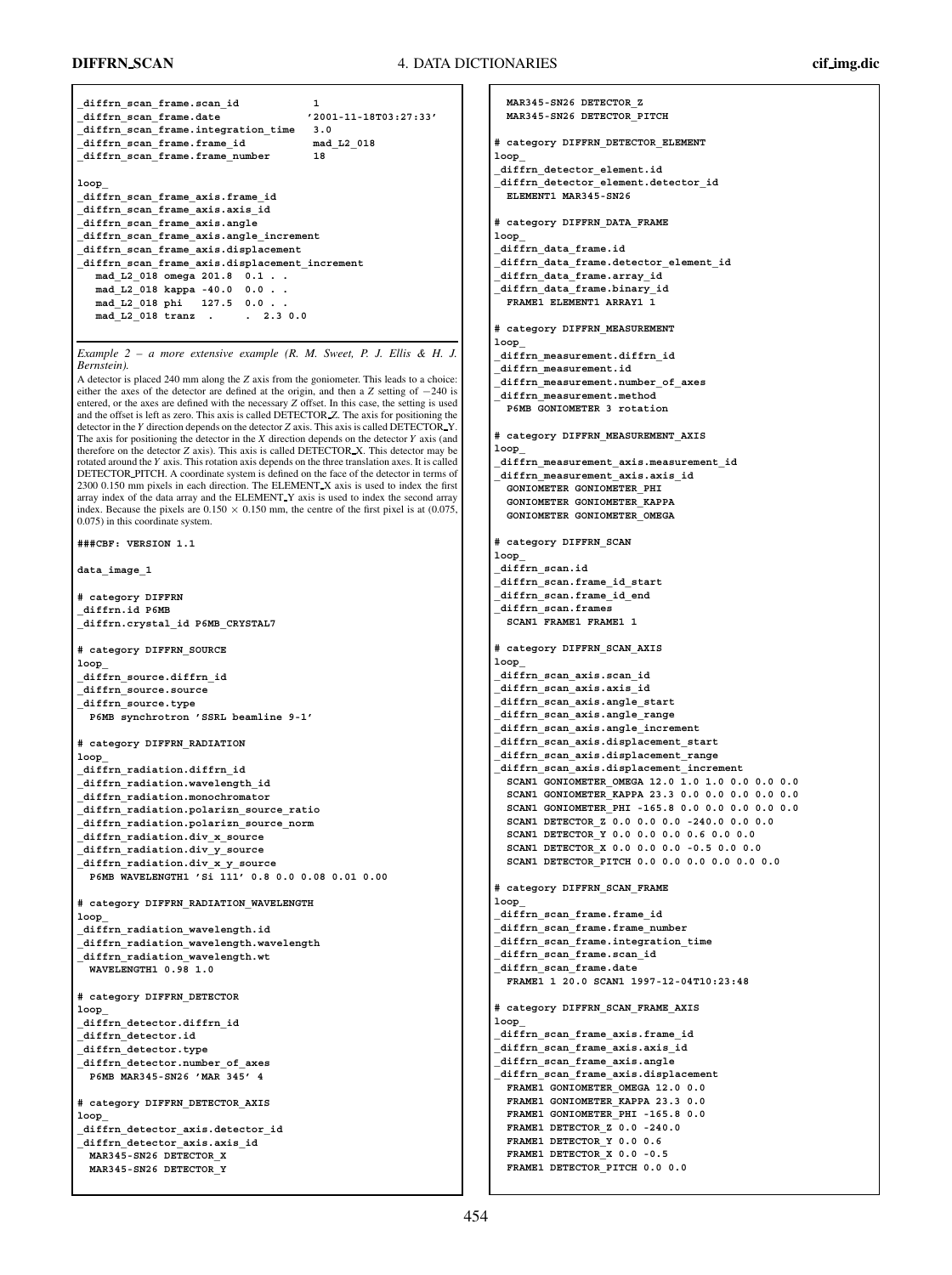```
_diffrn_scan_frame.scan_id           1
_diffrn_scan_frame.date              '2001-11-18T03:27:33'
_diffrn_scan_frame.integration_time  3.0
_diffrn_scan_frame.frame_id          mad_L2_018
_diffrn_scan_frame.frame_number      18

loop_
_diffrn_scan_frame_axis.frame_id
_diffrn_scan_frame_axis.axis_id
_diffrn_scan_frame_axis.angle
_diffrn_scan_frame_axis.angle_increment
_diffrn_scan_frame_axis.displacement
_diffrn_scan_frame_axis.displacement_increment
   mad_L2_018 omega 201.8  0.1 . .
   mad_L2_018 kappa -40.0  0.0 . .
   mad_L2_018 phi   127.5  0.0 . .
   mad_L2_018 tranz  .     .  2.3 0.0
```

*Example 2 – a more extensive example (R. M. Sweet, P. J. Ellis & H. J. Bernstein).*

A detector is placed 240 mm along the $Z$ axis from the goniometer. This leads to a choice: either the axes of the detector are defined at the origin, and then a $Z$ setting of $-240$ is entered, or the axes are defined with the necessary $Z$ offset. In this case, the setting is used and the offset is left as zero. This axis is called DETECTOR_Z. The axis for positioning the detector in the $Y$ direction depends on the detector $Z$ axis. This axis is called DETECTOR_Y. The axis for positioning the detector in the $X$ direction depends on the detector $Y$ axis (and therefore on the detector $Z$ axis). This axis is called DETECTOR_X. This detector may be rotated around the $Y$ axis. This rotation axis depends on the three translation axes. It is called DETECTOR_PITCH. A coordinate system is defined on the face of the detector in terms of 2300 0.150 mm pixels in each direction. The ELEMENT_X axis is used to index the first array index of the data array and the ELEMENT_Y axis is used to index the second array index. Because the pixels are $0.150 \times 0.150$ mm, the centre of the first pixel is at (0.075, 0.075) in this coordinate system.

```
###CBF: VERSION 1.1

data_image_1

# category DIFFRN
_diffrn.id P6MB
_diffrn.crystal_id P6MB_CRYSTAL7

# category DIFFRN_SOURCE
loop_
_diffrn_source.diffrn_id
_diffrn_source.source
_diffrn_source.type
  P6MB synchrotron 'SSRL beamline 9-1'

# category DIFFRN_RADIATION
loop_
_diffrn_radiation.diffrn_id
_diffrn_radiation.wavelength_id
_diffrn_radiation.monochromator
_diffrn_radiation.polarizn_source_ratio
_diffrn_radiation.polarizn_source_norm
_diffrn_radiation.div_x_source
_diffrn_radiation.div_y_source
_diffrn_radiation.div_x_y_source
  P6MB WAVELENGTH1 'Si 111' 0.8 0.0 0.08 0.01 0.00

# category DIFFRN_RADIATION_WAVELENGTH
loop_
_diffrn_radiation_wavelength.id
_diffrn_radiation_wavelength.wavelength
_diffrn_radiation_wavelength.wt
  WAVELENGTH1 0.98 1.0

# category DIFFRN_DETECTOR
loop_
_diffrn_detector.diffrn_id
_diffrn_detector.id
_diffrn_detector.type
_diffrn_detector.number_of_axes
  P6MB MAR345-SN26 'MAR 345' 4

# category DIFFRN_DETECTOR_AXIS
loop_
_diffrn_detector_axis.detector_id
_diffrn_detector_axis.axis_id
  MAR345-SN26 DETECTOR_X
  MAR345-SN26 DETECTOR_Y
  MAR345-SN26 DETECTOR_Z
  MAR345-SN26 DETECTOR_PITCH

# category DIFFRN_DETECTOR_ELEMENT
loop_
_diffrn_detector_element.id
_diffrn_detector_element.detector_id
  ELEMENT1 MAR345-SN26

# category DIFFRN_DATA_FRAME
loop_
_diffrn_data_frame.id
_diffrn_data_frame.detector_element_id
_diffrn_data_frame.array_id
_diffrn_data_frame.binary_id
  FRAME1 ELEMENT1 ARRAY1 1

# category DIFFRN_MEASUREMENT
loop_
_diffrn_measurement.diffrn_id
_diffrn_measurement.id
_diffrn_measurement.number_of_axes
_diffrn_measurement.method
  P6MB GONIOMETER 3 rotation

# category DIFFRN_MEASUREMENT_AXIS
loop_
_diffrn_measurement_axis.measurement_id
_diffrn_measurement_axis.axis_id
  GONIOMETER GONIOMETER_PHI
  GONIOMETER GONIOMETER_KAPPA
  GONIOMETER GONIOMETER_OMEGA

# category DIFFRN_SCAN
loop_
_diffrn_scan.id
_diffrn_scan.frame_id_start
_diffrn_scan.frame_id_end
_diffrn_scan.frames
  SCAN1 FRAME1 FRAME1 1

# category DIFFRN_SCAN_AXIS
loop_
_diffrn_scan_axis.scan_id
_diffrn_scan_axis.axis_id
_diffrn_scan_axis.angle_start
_diffrn_scan_axis.angle_range
_diffrn_scan_axis.angle_increment
_diffrn_scan_axis.displacement_start
_diffrn_scan_axis.displacement_range
_diffrn_scan_axis.displacement_increment
  SCAN1 GONIOMETER_OMEGA 12.0 1.0 1.0 0.0 0.0 0.0
  SCAN1 GONIOMETER_KAPPA 23.3 0.0 0.0 0.0 0.0 0.0
  SCAN1 GONIOMETER_PHI -165.8 0.0 0.0 0.0 0.0 0.0
  SCAN1 DETECTOR_Z 0.0 0.0 0.0 -240.0 0.0 0.0
  SCAN1 DETECTOR_Y 0.0 0.0 0.0 0.6 0.0 0.0
  SCAN1 DETECTOR_X 0.0 0.0 0.0 -0.5 0.0 0.0
  SCAN1 DETECTOR_PITCH 0.0 0.0 0.0 0.0 0.0 0.0

# category DIFFRN_SCAN_FRAME
loop_
_diffrn_scan_frame.frame_id
_diffrn_scan_frame.frame_number
_diffrn_scan_frame.integration_time
_diffrn_scan_frame.scan_id
_diffrn_scan_frame.date
  FRAME1 1 20.0 SCAN1 1997-12-04T10:23:48

# category DIFFRN_SCAN_FRAME_AXIS
loop_
_diffrn_scan_frame_axis.frame_id
_diffrn_scan_frame_axis.axis_id
_diffrn_scan_frame_axis.angle
_diffrn_scan_frame_axis.displacement
  FRAME1 GONIOMETER_OMEGA 12.0 0.0
  FRAME1 GONIOMETER_KAPPA 23.3 0.0
  FRAME1 GONIOMETER_PHI -165.8 0.0
  FRAME1 DETECTOR_Z 0.0 -240.0
  FRAME1 DETECTOR_Y 0.0 0.6
  FRAME1 DETECTOR_X 0.0 -0.5
  FRAME1 DETECTOR_PITCH 0.0 0.0
```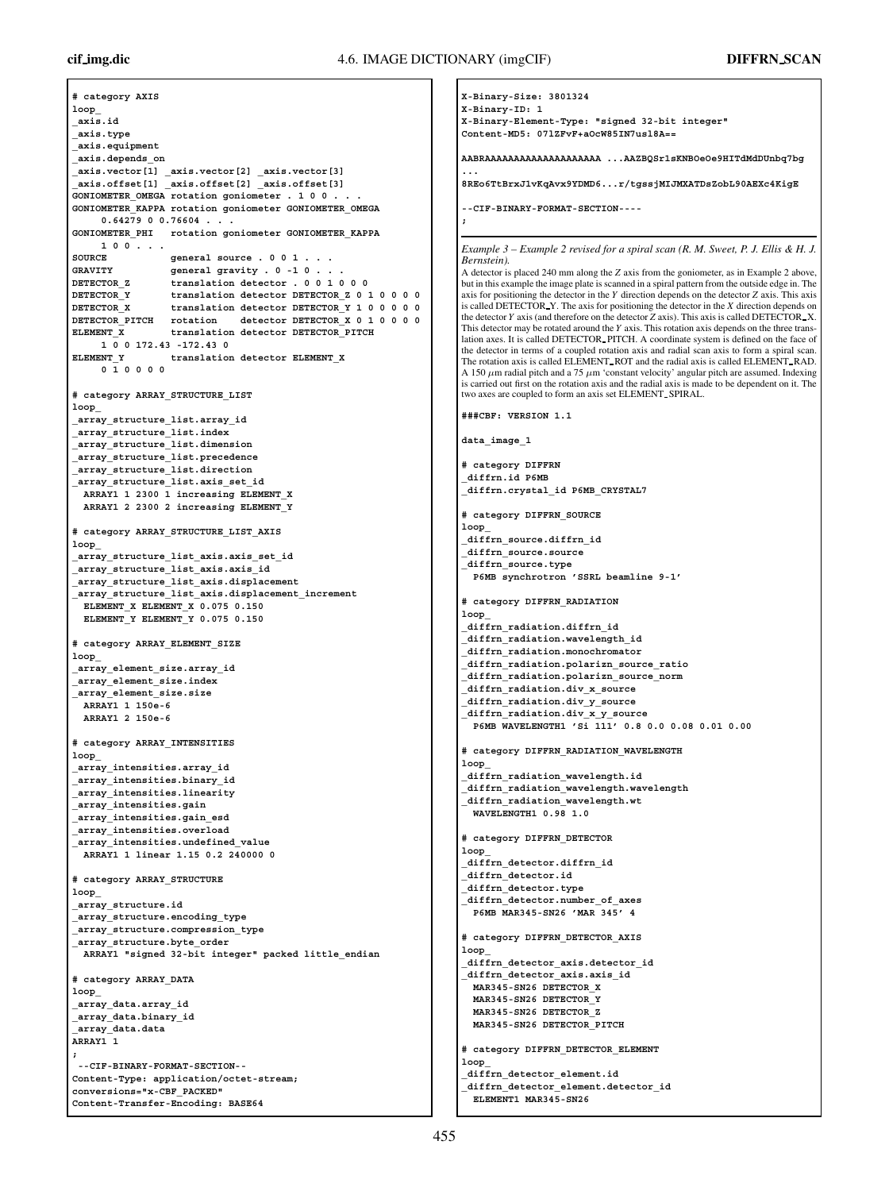```
# category AXIS
loop_
_axis.id
_axis.type
_axis.equipment
_axis.depends_on
_axis.vector[1] _axis.vector[2] _axis.vector[3]
_axis.offset[1] _axis.offset[2] _axis.offset[3]
GONIOMETER_OMEGA rotation goniometer . 1 0 0 . . .
GONIOMETER_KAPPA rotation goniometer GONIOMETER_OMEGA
     0.64279 0 0.76604 . . .
GONIOMETER_PHI   rotation goniometer GONIOMETER_KAPPA
     1 0 0 . . .
SOURCE           general source . 0 0 1 . . .
GRAVITY          general gravity . 0 -1 0 . . .
DETECTOR_Z       translation detector . 0 0 1 0 0 0
DETECTOR_Y       translation detector DETECTOR_Z 0 1 0 0 0 0
DETECTOR_X       translation detector DETECTOR_Y 1 0 0 0 0 0
DETECTOR_PITCH   rotation    detector DETECTOR_X 0 1 0 0 0 0
ELEMENT_X        translation detector DETECTOR_PITCH
     1 0 0 172.43 -172.43 0
ELEMENT_Y        translation detector ELEMENT_X
     0 1 0 0 0 0

# category ARRAY_STRUCTURE_LIST
loop_
_array_structure_list.array_id
_array_structure_list.index
_array_structure_list.dimension
_array_structure_list.precedence
_array_structure_list.direction
_array_structure_list.axis_set_id
  ARRAY1 1 2300 1 increasing ELEMENT_X
  ARRAY1 2 2300 2 increasing ELEMENT_Y

# category ARRAY_STRUCTURE_LIST_AXIS
loop_
_array_structure_list_axis.axis_set_id
_array_structure_list_axis.axis_id
_array_structure_list_axis.displacement
_array_structure_list_axis.displacement_increment
  ELEMENT_X ELEMENT_X 0.075 0.150
  ELEMENT_Y ELEMENT_Y 0.075 0.150

# category ARRAY_ELEMENT_SIZE
loop_
_array_element_size.array_id
_array_element_size.index
_array_element_size.size
  ARRAY1 1 150e-6
  ARRAY1 2 150e-6

# category ARRAY_INTENSITIES
loop_
_array_intensities.array_id
_array_intensities.binary_id
_array_intensities.linearity
_array_intensities.gain
_array_intensities.gain_esd
_array_intensities.overload
_array_intensities.undefined_value
  ARRAY1 1 linear 1.15 0.2 240000 0

# category ARRAY_STRUCTURE
loop_
_array_structure.id
_array_structure.encoding_type
_array_structure.compression_type
_array_structure.byte_order
  ARRAY1 "signed 32-bit integer" packed little_endian

# category ARRAY_DATA
loop_
_array_data.array_id
_array_data.binary_id
_array_data.data
ARRAY1 1
;
 --CIF-BINARY-FORMAT-SECTION--
Content-Type: application/octet-stream;
conversions="x-CBF_PACKED"
Content-Transfer-Encoding: BASE64
X-Binary-Size: 3801324
X-Binary-ID: 1
X-Binary-Element-Type: "signed 32-bit integer"
Content-MD5: 07lZFvF+aOcW85IN7usl8A==

AABRAAAAAAAAAAAAAAAAAAAA ...AAZBQSr1sKNBOeOe9HITdMdDUnbq7bg
...
8REo6TtBrxJ1vKqAvx9YDMD6...r/tgssjMIJMXATDsZobL90AEXc4KigE

--CIF-BINARY-FORMAT-SECTION----
;
```

*Example 3 – Example 2 revised for a spiral scan (R. M. Sweet, P. J. Ellis & H. J. Bernstein).*

A detector is placed 240 mm along the $Z$ axis from the goniometer, as in Example 2 above, but in this example the image plate is scanned in a spiral pattern from the outside edge in. The axis for positioning the detector in the $Y$ direction depends on the detector $Z$ axis. This axis is called DETECTOR_Y. The axis for positioning the detector in the $X$ direction depends on the detector $Y$ axis (and therefore on the detector $Z$ axis). This axis is called DETECTOR_X. This detector may be rotated around the $Y$ axis. This rotation axis depends on the three translation axes. It is called DETECTOR_PITCH. A coordinate system is defined on the face of the detector in terms of a coupled rotation axis and radial scan axis to form a spiral scan. The rotation axis is called ELEMENT_ROT and the radial axis is called ELEMENT_RAD. A 150 μm radial pitch and a 75 μm 'constant velocity' angular pitch are assumed. Indexing is carried out first on the rotation axis and the radial axis is made to be dependent on it. The two axes are coupled to form an axis set ELEMENT_SPIRAL.

```
###CBF: VERSION 1.1

data_image_1

# category DIFFRN
_diffrn.id P6MB
_diffrn.crystal_id P6MB_CRYSTAL7

# category DIFFRN_SOURCE
loop_
_diffrn_source.diffrn_id
_diffrn_source.source
_diffrn_source.type
  P6MB synchrotron 'SSRL beamline 9-1'

# category DIFFRN_RADIATION
loop_
_diffrn_radiation.diffrn_id
_diffrn_radiation.wavelength_id
_diffrn_radiation.monochromator
_diffrn_radiation.polarizn_source_ratio
_diffrn_radiation.polarizn_source_norm
_diffrn_radiation.div_x_source
_diffrn_radiation.div_y_source
_diffrn_radiation.div_x_y_source
  P6MB WAVELENGTH1 'Si 111' 0.8 0.0 0.08 0.01 0.00

# category DIFFRN_RADIATION_WAVELENGTH
loop_
_diffrn_radiation_wavelength.id
_diffrn_radiation_wavelength.wavelength
_diffrn_radiation_wavelength.wt
  WAVELENGTH1 0.98 1.0

# category DIFFRN_DETECTOR
loop_
_diffrn_detector.diffrn_id
_diffrn_detector.id
_diffrn_detector.type
_diffrn_detector.number_of_axes
  P6MB MAR345-SN26 'MAR 345' 4

# category DIFFRN_DETECTOR_AXIS
loop_
_diffrn_detector_axis.detector_id
_diffrn_detector_axis.axis_id
  MAR345-SN26 DETECTOR_X
  MAR345-SN26 DETECTOR_Y
  MAR345-SN26 DETECTOR_Z
  MAR345-SN26 DETECTOR_PITCH

# category DIFFRN_DETECTOR_ELEMENT
loop_
_diffrn_detector_element.id
_diffrn_detector_element.detector_id
  ELEMENT1 MAR345-SN26
```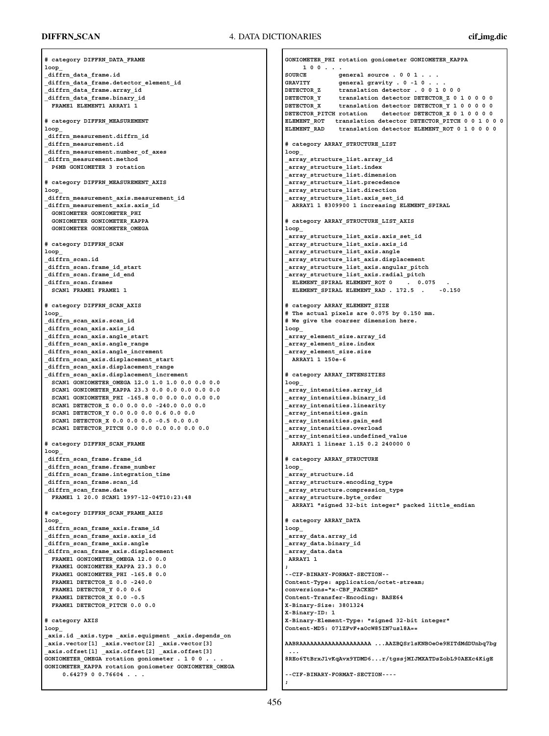```
# category DIFFRN_DATA_FRAME
loop_
_diffrn_data_frame.id
_diffrn_data_frame.detector_element_id
_diffrn_data_frame.array_id
_diffrn_data_frame.binary_id
  FRAME1 ELEMENT1 ARRAY1 1

# category DIFFRN_MEASUREMENT
loop_
_diffrn_measurement.diffrn_id
_diffrn_measurement.id
_diffrn_measurement.number_of_axes
_diffrn_measurement.method
  P6MB GONIOMETER 3 rotation

# category DIFFRN_MEASUREMENT_AXIS
loop_
_diffrn_measurement_axis.measurement_id
_diffrn_measurement_axis.axis_id
  GONIOMETER GONIOMETER_PHI
  GONIOMETER GONIOMETER_KAPPA
  GONIOMETER GONIOMETER_OMEGA

# category DIFFRN_SCAN
loop_
_diffrn_scan.id
_diffrn_scan.frame_id_start
_diffrn_scan.frame_id_end
_diffrn_scan.frames
  SCAN1 FRAME1 FRAME1 1

# category DIFFRN_SCAN_AXIS
loop_
_diffrn_scan_axis.scan_id
_diffrn_scan_axis.axis_id
_diffrn_scan_axis.angle_start
_diffrn_scan_axis.angle_range
_diffrn_scan_axis.angle_increment
_diffrn_scan_axis.displacement_start
_diffrn_scan_axis.displacement_range
_diffrn_scan_axis.displacement_increment
  SCAN1 GONIOMETER_OMEGA 12.0 1.0 1.0 0.0 0.0 0.0
  SCAN1 GONIOMETER_KAPPA 23.3 0.0 0.0 0.0 0.0 0.0
  SCAN1 GONIOMETER_PHI -165.8 0.0 0.0 0.0 0.0 0.0
  SCAN1 DETECTOR_Z 0.0 0.0 0.0 -240.0 0.0 0.0
  SCAN1 DETECTOR_Y 0.0 0.0 0.0 0.6 0.0 0.0
  SCAN1 DETECTOR_X 0.0 0.0 0.0 -0.5 0.0 0.0
  SCAN1 DETECTOR_PITCH 0.0 0.0 0.0 0.0 0.0 0.0

# category DIFFRN_SCAN_FRAME
loop_
_diffrn_scan_frame.frame_id
_diffrn_scan_frame.frame_number
_diffrn_scan_frame.integration_time
_diffrn_scan_frame.scan_id
_diffrn_scan_frame.date
  FRAME1 1 20.0 SCAN1 1997-12-04T10:23:48

# category DIFFRN_SCAN_FRAME_AXIS
loop_
_diffrn_scan_frame_axis.frame_id
_diffrn_scan_frame_axis.axis_id
_diffrn_scan_frame_axis.angle
_diffrn_scan_frame_axis.displacement
  FRAME1 GONIOMETER_OMEGA 12.0 0.0
  FRAME1 GONIOMETER_KAPPA 23.3 0.0
  FRAME1 GONIOMETER_PHI -165.8 0.0
  FRAME1 DETECTOR_Z 0.0 -240.0
  FRAME1 DETECTOR_Y 0.0 0.6
  FRAME1 DETECTOR_X 0.0 -0.5
  FRAME1 DETECTOR_PITCH 0.0 0.0

# category AXIS
loop_
_axis.id _axis.type _axis.equipment _axis.depends_on
_axis.vector[1] _axis.vector[2] _axis.vector[3]
_axis.offset[1] _axis.offset[2] _axis.offset[3]
GONIOMETER_OMEGA rotation goniometer . 1 0 0 . . .
GONIOMETER_KAPPA rotation goniometer GONIOMETER_OMEGA
     0.64279 0 0.76604 . . .
GONIOMETER_PHI rotation goniometer GONIOMETER_KAPPA
     1 0 0 . . .
SOURCE         general source . 0 0 1 . . .
GRAVITY        general gravity . 0 -1 0 . . .
DETECTOR_Z     translation detector . 0 0 1 0 0 0
DETECTOR_Y     translation detector DETECTOR_Z 0 1 0 0 0 0
DETECTOR_X     translation detector DETECTOR_Y 1 0 0 0 0 0
DETECTOR_PITCH rotation    detector DETECTOR_X 0 1 0 0 0 0
ELEMENT_ROT   translation detector DETECTOR_PITCH 0 0 1 0 0 0
ELEMENT_RAD    translation detector ELEMENT_ROT 0 1 0 0 0 0

# category ARRAY_STRUCTURE_LIST
loop_
_array_structure_list.array_id
_array_structure_list.index
_array_structure_list.dimension
_array_structure_list.precedence
_array_structure_list.direction
_array_structure_list.axis_set_id
  ARRAY1 1 8309900 1 increasing ELEMENT_SPIRAL

# category ARRAY_STRUCTURE_LIST_AXIS
loop_
_array_structure_list_axis.axis_set_id
_array_structure_list_axis.axis_id
_array_structure_list_axis.angle
_array_structure_list_axis.displacement
_array_structure_list_axis.angular_pitch
_array_structure_list_axis.radial_pitch
  ELEMENT_SPIRAL ELEMENT_ROT 0    .  0.075   .
  ELEMENT_SPIRAL ELEMENT_RAD . 172.5  .    -0.150

# category ARRAY_ELEMENT_SIZE
# The actual pixels are 0.075 by 0.150 mm.
# We give the coarser dimension here.
loop_
_array_element_size.array_id
_array_element_size.index
_array_element_size.size
  ARRAY1 1 150e-6

# category ARRAY_INTENSITIES
loop_
_array_intensities.array_id
_array_intensities.binary_id
_array_intensities.linearity
_array_intensities.gain
_array_intensities.gain_esd
_array_intensities.overload
_array_intensities.undefined_value
  ARRAY1 1 linear 1.15 0.2 240000 0

# category ARRAY_STRUCTURE
loop_
_array_structure.id
_array_structure.encoding_type
_array_structure.compression_type
_array_structure.byte_order
  ARRAY1 "signed 32-bit integer" packed little_endian

# category ARRAY_DATA
loop_
_array_data.array_id
_array_data.binary_id
_array_data.data
 ARRAY1 1
;
--CIF-BINARY-FORMAT-SECTION--
Content-Type: application/octet-stream;
conversions="x-CBF_PACKED"
Content-Transfer-Encoding: BASE64
X-Binary-Size: 3801324
X-Binary-ID: 1
X-Binary-Element-Type: "signed 32-bit integer"
Content-MD5: 07lZFvF+aOcW85IN7usl8A==

AABRAAAAAAAAAAAAAAAAAAA ...AAZBQSr1sKNBOeOe9HITdMdDUnbq7bg
 ...
8REo6TtBrxJ1vKqAvx9YDMD6...r/tgssjMIJMXATDsZobL90AEXc4KigE

--CIF-BINARY-FORMAT-SECTION----
;
```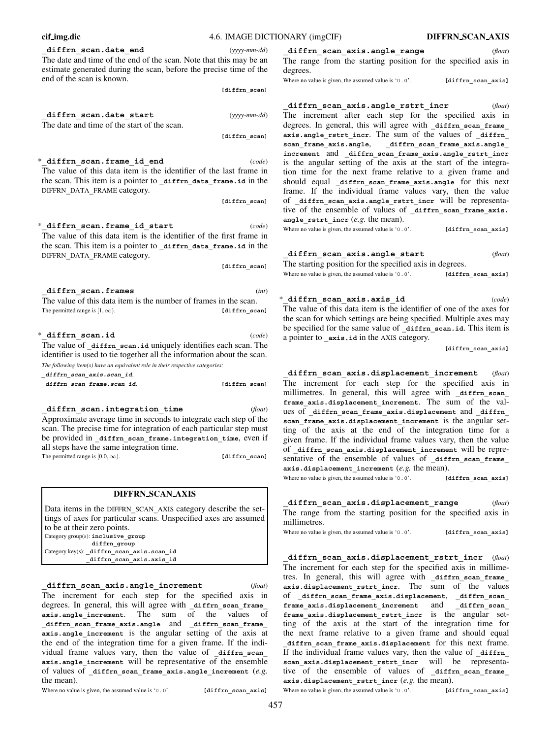**_diffrn_scan.date_end** (*yyyy-mm-dd*)
The date and time of the end of the scan. Note that this may be an estimate generated during the scan, before the precise time of the end of the scan is known.
**[diffrn_scan]**

**_diffrn_scan.date_start** (*yyyy-mm-dd*)
The date and time of the start of the scan.
**[diffrn_scan]**

*__diffrn_scan.frame_id_end_** (*code*)
The value of this data item is the identifier of the last frame in the scan. This item is a pointer to **_diffrn_data_frame.id** in the DIFFRN_DATA_FRAME category.
**[diffrn_scan]**

*__diffrn_scan.frame_id_start_** (*code*)
The value of this data item is the identifier of the first frame in the scan. This item is a pointer to **_diffrn_data_frame.id** in the DIFFRN_DATA_FRAME category.
**[diffrn_scan]**

**_diffrn_scan.frames** (*int*)
The value of this data item is the number of frames in the scan.
The permitted range is $[1, \infty)$. **[diffrn_scan]**

*__diffrn_scan.id_** (*code*)
The value of **_diffrn_scan.id** uniquely identifies each scan. The identifier is used to tie together all the information about the scan.
*The following item(s) have an equivalent role in their respective categories:*
***_diffrn_scan_axis.scan_id***,
***_diffrn_scan_frame.scan_id***. **[diffrn_scan]**

**_diffrn_scan.integration_time** (*float*)
Approximate average time in seconds to integrate each step of the scan. The precise time for integration of each particular step must be provided in **_diffrn_scan_frame.integration_time**, even if all steps have the same integration time.
The permitted range is $[0.0, \infty)$. **[diffrn_scan]**

## DIFFRN_SCAN_AXIS

Data items in the DIFFRN_SCAN_AXIS category describe the settings of axes for particular scans. Unspecified axes are assumed to be at their zero points.
Category group(s): **inclusive_group**
**diffrn_group**
Category key(s): **_diffrn_scan_axis.scan_id**
**_diffrn_scan_axis.axis_id**

**_diffrn_scan_axis.angle_increment** (*float*)
The increment for each step for the specified axis in degrees. In general, this will agree with **_diffrn_scan_frame_axis.angle_increment**. The sum of the values of **_diffrn_scan_frame_axis.angle** and **_diffrn_scan_frame_axis.angle_increment** is the angular setting of the axis at the end of the integration time for a given frame. If the individual frame values vary, then the value of **_diffrn_scan_axis.angle_increment** will be representative of the ensemble of values of **_diffrn_scan_frame_axis.angle_increment** (*e.g.* the mean).
Where no value is given, the assumed value is '0.0'. **[diffrn_scan_axis]**

**_diffrn_scan_axis.angle_range** (*float*)
The range from the starting position for the specified axis in degrees.
Where no value is given, the assumed value is '0.0'. **[diffrn_scan_axis]**

**_diffrn_scan_axis.angle_rstrt_incr** (*float*)
The increment after each step for the specified axis in degrees. In general, this will agree with **_diffrn_scan_frame_axis.angle_rstrt_incr**. The sum of the values of **_diffrn_scan_frame_axis.angle**, **_diffrn_scan_frame_axis.angle_increment** and **_diffrn_scan_frame_axis.angle_rstrt_incr** is the angular setting of the axis at the start of the integration time for the next frame relative to a given frame and should equal **_diffrn_scan_frame_axis.angle** for this next frame. If the individual frame values vary, then the value of **_diffrn_scan_axis.angle_rstrt_incr** will be representative of the ensemble of values of **_diffrn_scan_frame_axis.angle_rstrt_incr** (*e.g.* the mean).
Where no value is given, the assumed value is '0.0'. **[diffrn_scan_axis]**

**_diffrn_scan_axis.angle_start** (*float*)
The starting position for the specified axis in degrees.
Where no value is given, the assumed value is '0.0'. **[diffrn_scan_axis]**

*__diffrn_scan_axis.axis_id_** (*code*)
The value of this data item is the identifier of one of the axes for the scan for which settings are being specified. Multiple axes may be specified for the same value of **_diffrn_scan.id**. This item is a pointer to **_axis.id** in the AXIS category.
**[diffrn_scan_axis]**

**_diffrn_scan_axis.displacement_increment** (*float*)
The increment for each step for the specified axis in millimetres. In general, this will agree with **_diffrn_scan_frame_axis.displacement_increment**. The sum of the values of **_diffrn_scan_frame_axis.displacement** and **_diffrn_scan_frame_axis.displacement_increment** is the angular setting of the axis at the end of the integration time for a given frame. If the individual frame values vary, then the value of **_diffrn_scan_axis.displacement_increment** will be representative of the ensemble of values of **_diffrn_scan_frame_axis.displacement_increment** (*e.g.* the mean).
Where no value is given, the assumed value is '0.0'. **[diffrn_scan_axis]**

**_diffrn_scan_axis.displacement_range** (*float*)
The range from the starting position for the specified axis in millimetres.
Where no value is given, the assumed value is '0.0'. **[diffrn_scan_axis]**

**_diffrn_scan_axis.displacement_rstrt_incr** (*float*)
The increment for each step for the specified axis in millimetres. In general, this will agree with **_diffrn_scan_frame_axis.displacement_rstrt_incr**. The sum of the values of **_diffrn_scan_frame_axis.displacement**, **_diffrn_scan_frame_axis.displacement_increment** and **_diffrn_scan_frame_axis.displacement_rstrt_incr** is the angular setting of the axis at the start of the integration time for the next frame relative to a given frame and should equal **_diffrn_scan_frame_axis.displacement** for this next frame. If the individual frame values vary, then the value of **_diffrn_scan_axis.displacement_rstrt_incr** will be representative of the ensemble of values of **_diffrn_scan_frame_axis.displacement_rstrt_incr** (*e.g.* the mean).
Where no value is given, the assumed value is '0.0'. **[diffrn_scan_axis]**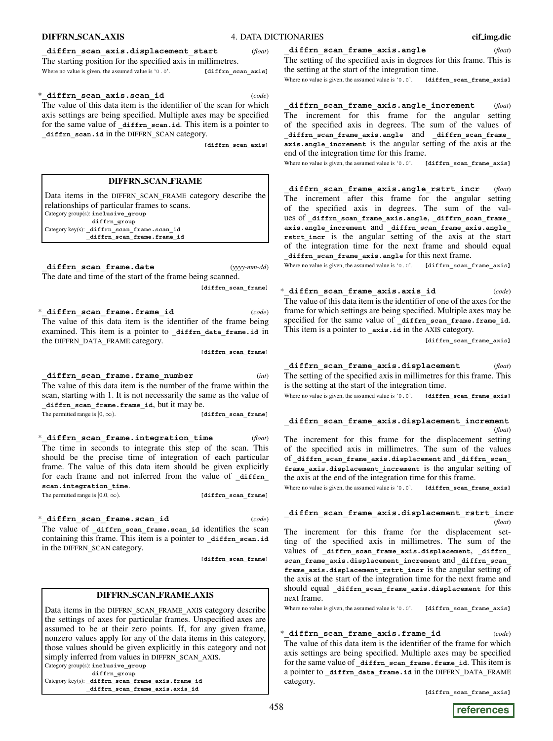**_diffrn_scan_axis.displacement_start** (*float*)

The starting position for the specified axis in millimetres.

Where no value is given, the assumed value is '0.0'. **[diffrn_scan_axis]**

*__diffrn_scan_axis.scan_id_** (*code*)

The value of this data item is the identifier of the scan for which axis settings are being specified. Multiple axes may be specified for the same value of **_diffrn_scan.id**. This item is a pointer to **_diffrn_scan.id** in the DIFFRN_SCAN category.

**[diffrn_scan_axis]**

## DIFFRN_SCAN_FRAME

Data items in the DIFFRN_SCAN_FRAME category describe the relationships of particular frames to scans.

Category group(s): **inclusive_group**
**diffrn_group**

Category key(s): **_diffrn_scan_frame.scan_id**
**_diffrn_scan_frame.frame_id**

**_diffrn_scan_frame.date** (*yyyy-mm-dd*)

The date and time of the start of the frame being scanned.

**[diffrn_scan_frame]**

*__diffrn_scan_frame.frame_id_** (*code*)

The value of this data item is the identifier of the frame being examined. This item is a pointer to **_diffrn_data_frame.id** in the DIFFRN_DATA_FRAME category.

**[diffrn_scan_frame]**

**_diffrn_scan_frame.frame_number** (*int*)

The value of this data item is the number of the frame within the scan, starting with 1. It is not necessarily the same as the value of **_diffrn_scan_frame.frame_id**, but it may be.

The permitted range is $[0, \infty)$. **[diffrn_scan_frame]**

*__diffrn_scan_frame.integration_time_** (*float*)

The time in seconds to integrate this step of the scan. This should be the precise time of integration of each particular frame. The value of this data item should be given explicitly for each frame and not inferred from the value of **_diffrn_scan.integration_time**.

The permitted range is $[0.0, \infty)$. **[diffrn_scan_frame]**

*__diffrn_scan_frame.scan_id_** (*code*)

The value of **_diffrn_scan_frame.scan_id** identifies the scan containing this frame. This item is a pointer to **_diffrn_scan.id** in the DIFFRN_SCAN category.

**[diffrn_scan_frame]**

## DIFFRN_SCAN_FRAME_AXIS

Data items in the DIFFRN_SCAN_FRAME_AXIS category describe the settings of axes for particular frames. Unspecified axes are assumed to be at their zero points. If, for any given frame, nonzero values apply for any of the data items in this category, those values should be given explicitly in this category and not simply inferred from values in DIFFRN_SCAN_AXIS.

Category group(s): **inclusive_group**
**diffrn_group**

Category key(s): **_diffrn_scan_frame_axis.frame_id**
**_diffrn_scan_frame_axis.axis_id**

**_diffrn_scan_frame_axis.angle** (*float*)

The setting of the specified axis in degrees for this frame. This is the setting at the start of the integration time.

Where no value is given, the assumed value is '0.0'. **[diffrn_scan_frame_axis]**

**_diffrn_scan_frame_axis.angle_increment** (*float*)

The increment for this frame for the angular setting of the specified axis in degrees. The sum of the values of **_diffrn_scan_frame_axis.angle** and **_diffrn_scan_frame_axis.angle_increment** is the angular setting of the axis at the end of the integration time for this frame.

Where no value is given, the assumed value is '0.0'. **[diffrn_scan_frame_axis]**

**_diffrn_scan_frame_axis.angle_rstrt_incr** (*float*)

The increment after this frame for the angular setting of the specified axis in degrees. The sum of the values of **_diffrn_scan_frame_axis.angle**, **_diffrn_scan_frame_axis.angle_increment** and **_diffrn_scan_frame_axis.angle_rstrt_incr** is the angular setting of the axis at the start of the integration time for the next frame and should equal **_diffrn_scan_frame_axis.angle** for this next frame.

Where no value is given, the assumed value is '0.0'. **[diffrn_scan_frame_axis]**

*__diffrn_scan_frame_axis.axis_id_** (*code*)

The value of this data item is the identifier of one of the axes for the frame for which settings are being specified. Multiple axes may be specified for the same value of **_diffrn_scan_frame.frame_id**. This item is a pointer to **_axis.id** in the AXIS category.

**[diffrn_scan_frame_axis]**

**_diffrn_scan_frame_axis.displacement** (*float*)

The setting of the specified axis in millimetres for this frame. This is the setting at the start of the integration time.

Where no value is given, the assumed value is '0.0'. **[diffrn_scan_frame_axis]**

**_diffrn_scan_frame_axis.displacement_increment** (*float*)

The increment for this frame for the displacement setting of the specified axis in millimetres. The sum of the values of **_diffrn_scan_frame_axis.displacement** and **_diffrn_scan_frame_axis.displacement_increment** is the angular setting of the axis at the end of the integration time for this frame.

Where no value is given, the assumed value is '0.0'. **[diffrn_scan_frame_axis]**

**_diffrn_scan_frame_axis.displacement_rstrt_incr** (*float*)

The increment for this frame for the displacement setting of the specified axis in millimetres. The sum of the values of **_diffrn_scan_frame_axis.displacement**, **_diffrn_scan_frame_axis.displacement_increment** and **_diffrn_scan_frame_axis.displacement_rstrt_incr** is the angular setting of the axis at the start of the integration time for the next frame and should equal **_diffrn_scan_frame_axis.displacement** for this next frame.

Where no value is given, the assumed value is '0.0'. **[diffrn_scan_frame_axis]**

*__diffrn_scan_frame_axis.frame_id_** (*code*)

The value of this data item is the identifier of the frame for which axis settings are being specified. Multiple axes may be specified for the same value of **_diffrn_scan_frame.frame_id**. This item is a pointer to **_diffrn_data_frame.id** in the DIFFRN_DATA_FRAME category.

**[diffrn_scan_frame_axis]**